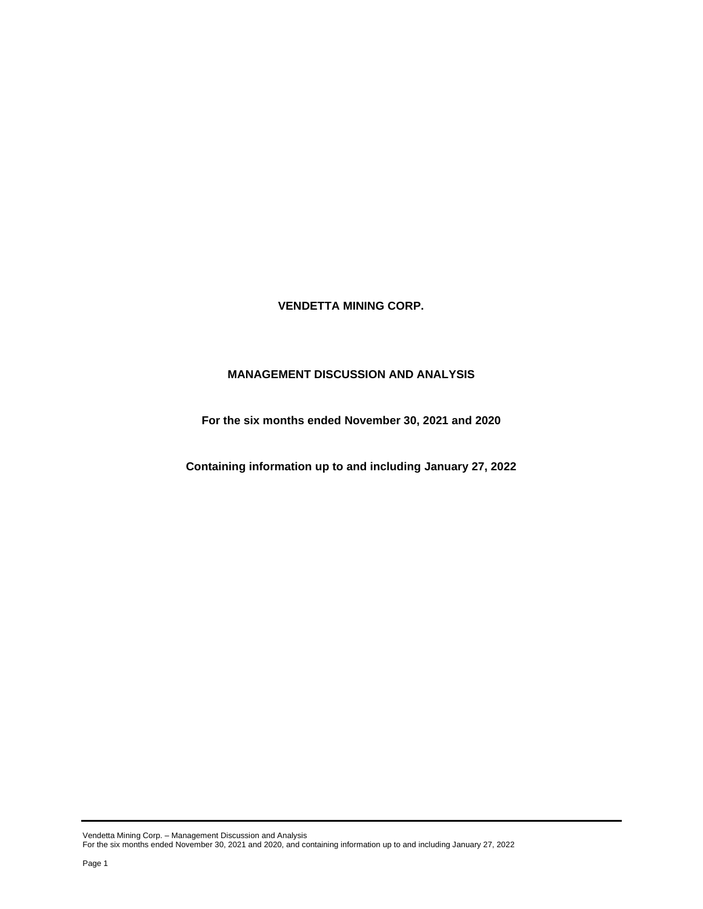# VENDETTA MINING CORP.

## MANAGEMENT DISCUSSION AND ANALYSIS

**For the six months ended November 30, 2021 and 2020**

**Containing information up to and including January 27, 2022**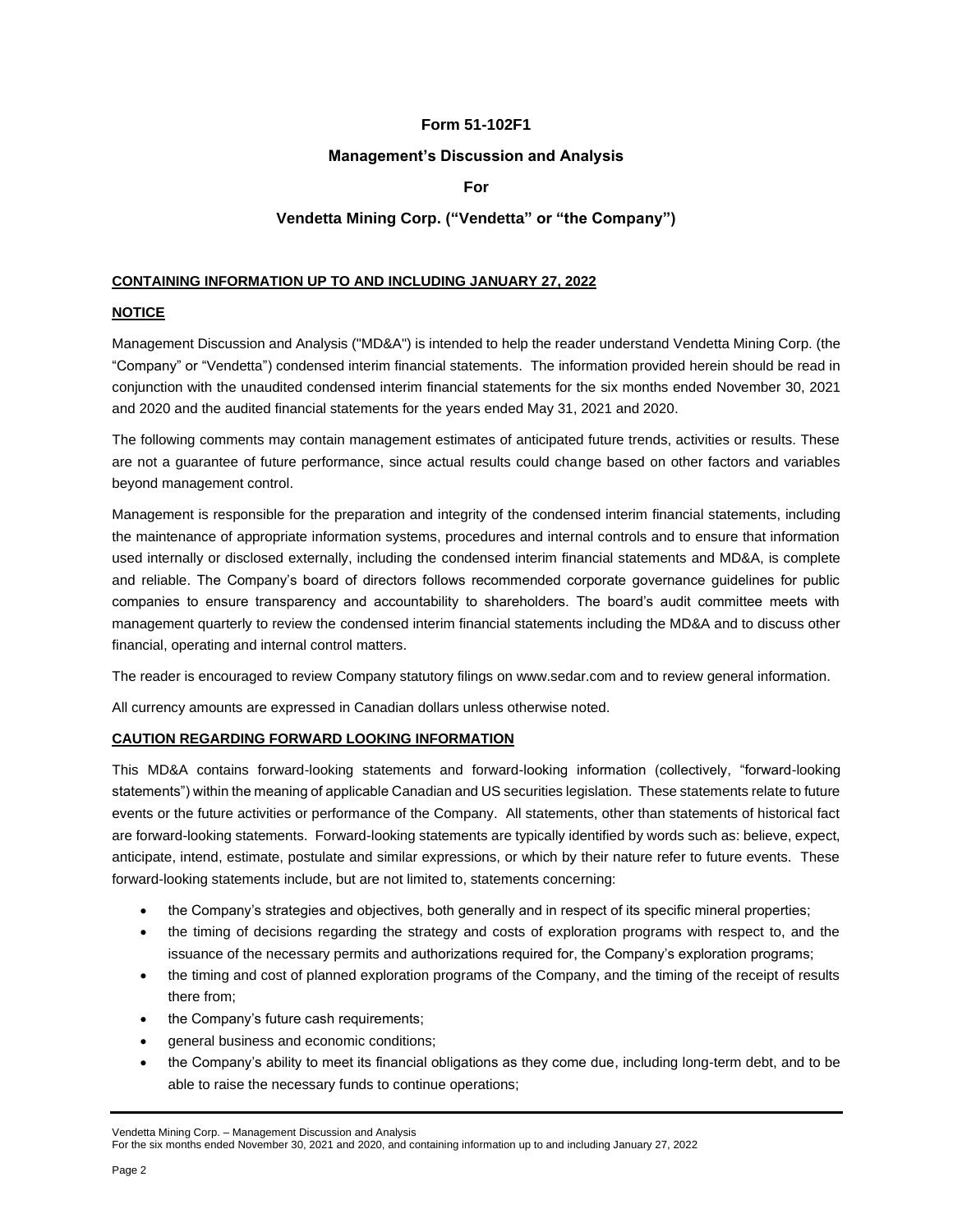**Form 51-102F1**

**Management's Discussion and Analysis**

**For**

**Vendetta Mining Corp. ("Vendetta" or "the Company")**

**CONTAINING INFORMATION UP TO AND INCLUDING JANUARY 27, 2022**

**NOTICE**

Management Discussion and Analysis ("MD&A") is intended to help the reader understand Vendetta Mining Corp. (the "Company" or "Vendetta") condensed interim financial statements. The information provided herein should be read in conjunction with the unaudited condensed interim financial statements for the six months ended November 30, 2021 and 2020 and the audited financial statements for the years ended May 31, 2021 and 2020.

The following comments may contain management estimates of anticipated future trends, activities or results. These are not a guarantee of future performance, since actual results could change based on other factors and variables beyond management control.

Management is responsible for the preparation and integrity of the condensed interim financial statements, including the maintenance of appropriate information systems, procedures and internal controls and to ensure that information used internally or disclosed externally, including the condensed interim financial statements and MD&A, is complete and reliable. The Company's board of directors follows recommended corporate governance guidelines for public companies to ensure transparency and accountability to shareholders. The board's audit committee meets with management quarterly to review the condensed interim financial statements including the MD&A and to discuss other financial, operating and internal control matters.

The reader is encouraged to review Company statutory filings on www.sedar.com and to review general information.

All currency amounts are expressed in Canadian dollars unless otherwise noted.

**CAUTION REGARDING FORWARD LOOKING INFORMATION**

This MD&A contains forward-looking statements and forward-looking information (collectively, "forward-looking statements") within the meaning of applicable Canadian and US securities legislation. These statements relate to future events or the future activities or performance of the Company. All statements, other than statements of historical fact are forward-looking statements. Forward-looking statements are typically identified by words such as: believe, expect, anticipate, intend, estimate, postulate and similar expressions, or which by their nature refer to future events. These forward-looking statements include, but are not limited to, statements concerning:

- the Company's strategies and objectives, both generally and in respect of its specific mineral properties;
- the timing of decisions regarding the strategy and costs of exploration programs with respect to, and the issuance of the necessary permits and authorizations required for, the Company's exploration programs;
- the timing and cost of planned exploration programs of the Company, and the timing of the receipt of results there from;
- the Company's future cash requirements;
- general business and economic conditions;
- the Company's ability to meet its financial obligations as they come due, including long-term debt, and to be able to raise the necessary funds to continue operations;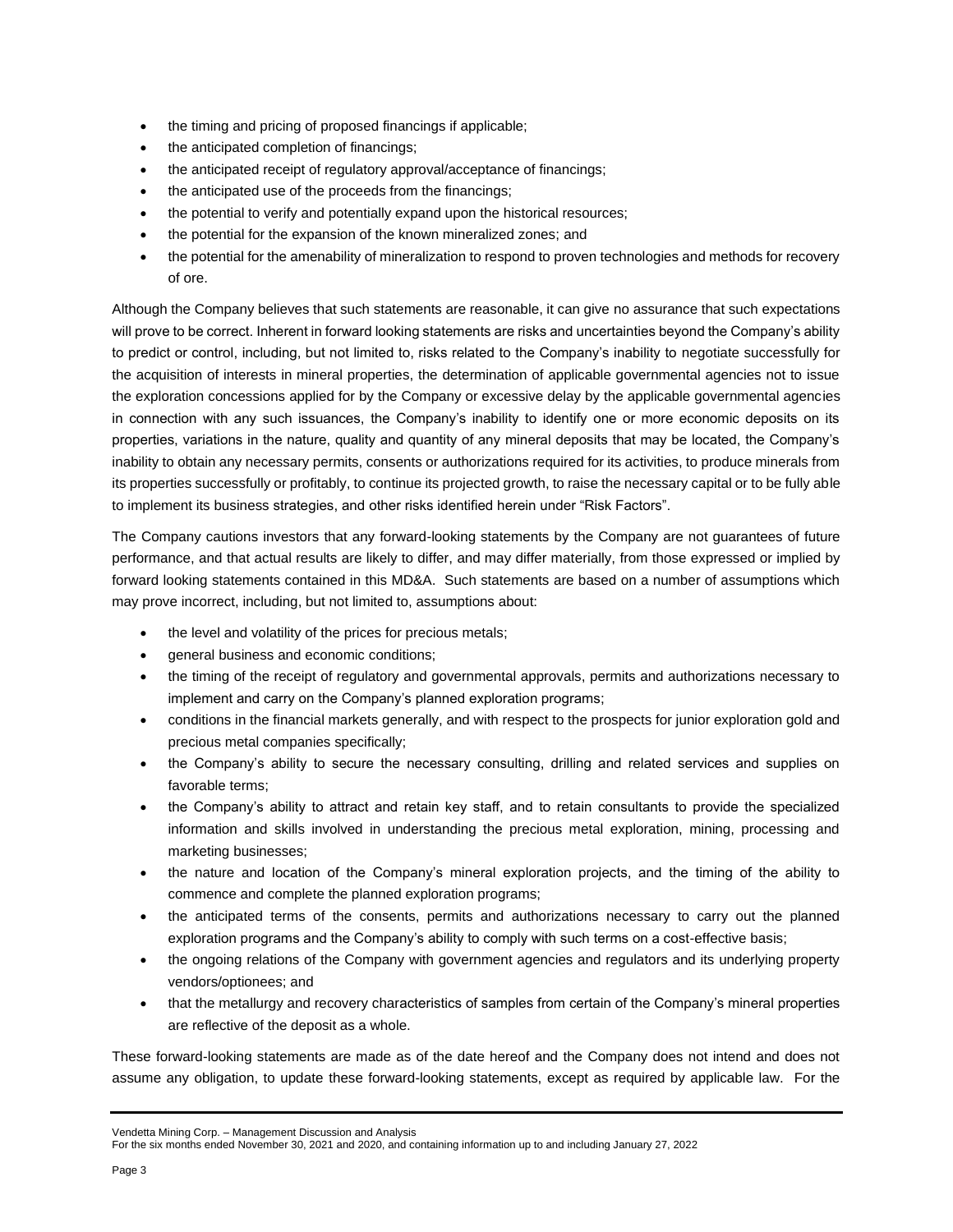- the timing and pricing of proposed financings if applicable;
- the anticipated completion of financings;
- the anticipated receipt of regulatory approval/acceptance of financings;
- the anticipated use of the proceeds from the financings;
- the potential to verify and potentially expand upon the historical resources;
- the potential for the expansion of the known mineralized zones; and
- the potential for the amenability of mineralization to respond to proven technologies and methods for recovery of ore.

Although the Company believes that such statements are reasonable, it can give no assurance that such expectations will prove to be correct. Inherent in forward looking statements are risks and uncertainties beyond the Company's ability to predict or control, including, but not limited to, risks related to the Company's inability to negotiate successfully for the acquisition of interests in mineral properties, the determination of applicable governmental agencies not to issue the exploration concessions applied for by the Company or excessive delay by the applicable governmental agencies in connection with any such issuances, the Company's inability to identify one or more economic deposits on its properties, variations in the nature, quality and quantity of any mineral deposits that may be located, the Company's inability to obtain any necessary permits, consents or authorizations required for its activities, to produce minerals from its properties successfully or profitably, to continue its projected growth, to raise the necessary capital or to be fully able to implement its business strategies, and other risks identified herein under "Risk Factors".

The Company cautions investors that any forward-looking statements by the Company are not guarantees of future performance, and that actual results are likely to differ, and may differ materially, from those expressed or implied by forward looking statements contained in this MD&A. Such statements are based on a number of assumptions which may prove incorrect, including, but not limited to, assumptions about:

- the level and volatility of the prices for precious metals;
- general business and economic conditions;
- the timing of the receipt of regulatory and governmental approvals, permits and authorizations necessary to implement and carry on the Company's planned exploration programs;
- conditions in the financial markets generally, and with respect to the prospects for junior exploration gold and precious metal companies specifically;
- the Company's ability to secure the necessary consulting, drilling and related services and supplies on favorable terms;
- the Company's ability to attract and retain key staff, and to retain consultants to provide the specialized information and skills involved in understanding the precious metal exploration, mining, processing and marketing businesses;
- the nature and location of the Company's mineral exploration projects, and the timing of the ability to commence and complete the planned exploration programs;
- the anticipated terms of the consents, permits and authorizations necessary to carry out the planned exploration programs and the Company's ability to comply with such terms on a cost-effective basis;
- the ongoing relations of the Company with government agencies and regulators and its underlying property vendors/optionees; and
- that the metallurgy and recovery characteristics of samples from certain of the Company's mineral properties are reflective of the deposit as a whole.

These forward-looking statements are made as of the date hereof and the Company does not intend and does not assume any obligation, to update these forward-looking statements, except as required by applicable law. For the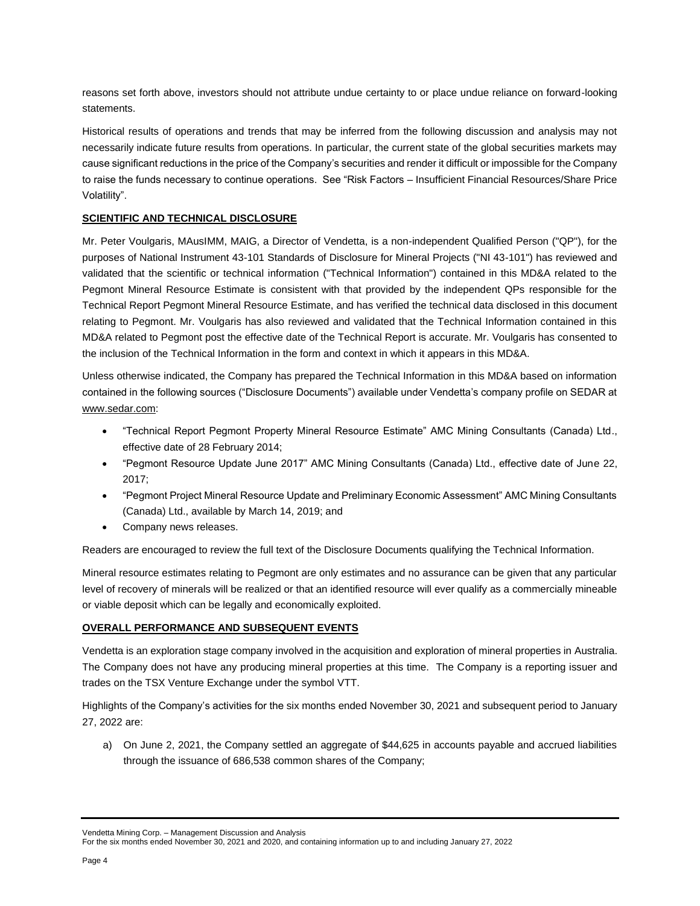reasons set forth above, investors should not attribute undue certainty to or place undue reliance on forward-looking statements.

Historical results of operations and trends that may be inferred from the following discussion and analysis may not necessarily indicate future results from operations. In particular, the current state of the global securities markets may cause significant reductions in the price of the Company's securities and render it difficult or impossible for the Company to raise the funds necessary to continue operations. See "Risk Factors – Insufficient Financial Resources/Share Price Volatility".

## SCIENTIFIC AND TECHNICAL DISCLOSURE

Mr. Peter Voulgaris, MAusIMM, MAIG, a Director of Vendetta, is a non-independent Qualified Person ("QP"), for the purposes of National Instrument 43-101 Standards of Disclosure for Mineral Projects ("NI 43-101") has reviewed and validated that the scientific or technical information ("Technical Information") contained in this MD&A related to the Pegmont Mineral Resource Estimate is consistent with that provided by the independent QPs responsible for the Technical Report Pegmont Mineral Resource Estimate, and has verified the technical data disclosed in this document relating to Pegmont. Mr. Voulgaris has also reviewed and validated that the Technical Information contained in this MD&A related to Pegmont post the effective date of the Technical Report is accurate. Mr. Voulgaris has consented to the inclusion of the Technical Information in the form and context in which it appears in this MD&A.

Unless otherwise indicated, the Company has prepared the Technical Information in this MD&A based on information contained in the following sources ("Disclosure Documents") available under Vendetta's company profile on SEDAR at www.sedar.com:

- "Technical Report Pegmont Property Mineral Resource Estimate" AMC Mining Consultants (Canada) Ltd., effective date of 28 February 2014;
- "Pegmont Resource Update June 2017" AMC Mining Consultants (Canada) Ltd., effective date of June 22, 2017;
- "Pegmont Project Mineral Resource Update and Preliminary Economic Assessment" AMC Mining Consultants (Canada) Ltd., available by March 14, 2019; and
- Company news releases.

Readers are encouraged to review the full text of the Disclosure Documents qualifying the Technical Information.

Mineral resource estimates relating to Pegmont are only estimates and no assurance can be given that any particular level of recovery of minerals will be realized or that an identified resource will ever qualify as a commercially mineable or viable deposit which can be legally and economically exploited.

## OVERALL PERFORMANCE AND SUBSEQUENT EVENTS

Vendetta is an exploration stage company involved in the acquisition and exploration of mineral properties in Australia. The Company does not have any producing mineral properties at this time. The Company is a reporting issuer and trades on the TSX Venture Exchange under the symbol VTT.

Highlights of the Company's activities for the six months ended November 30, 2021 and subsequent period to January 27, 2022 are:

a) On June 2, 2021, the Company settled an aggregate of $44,625 in accounts payable and accrued liabilities through the issuance of 686,538 common shares of the Company;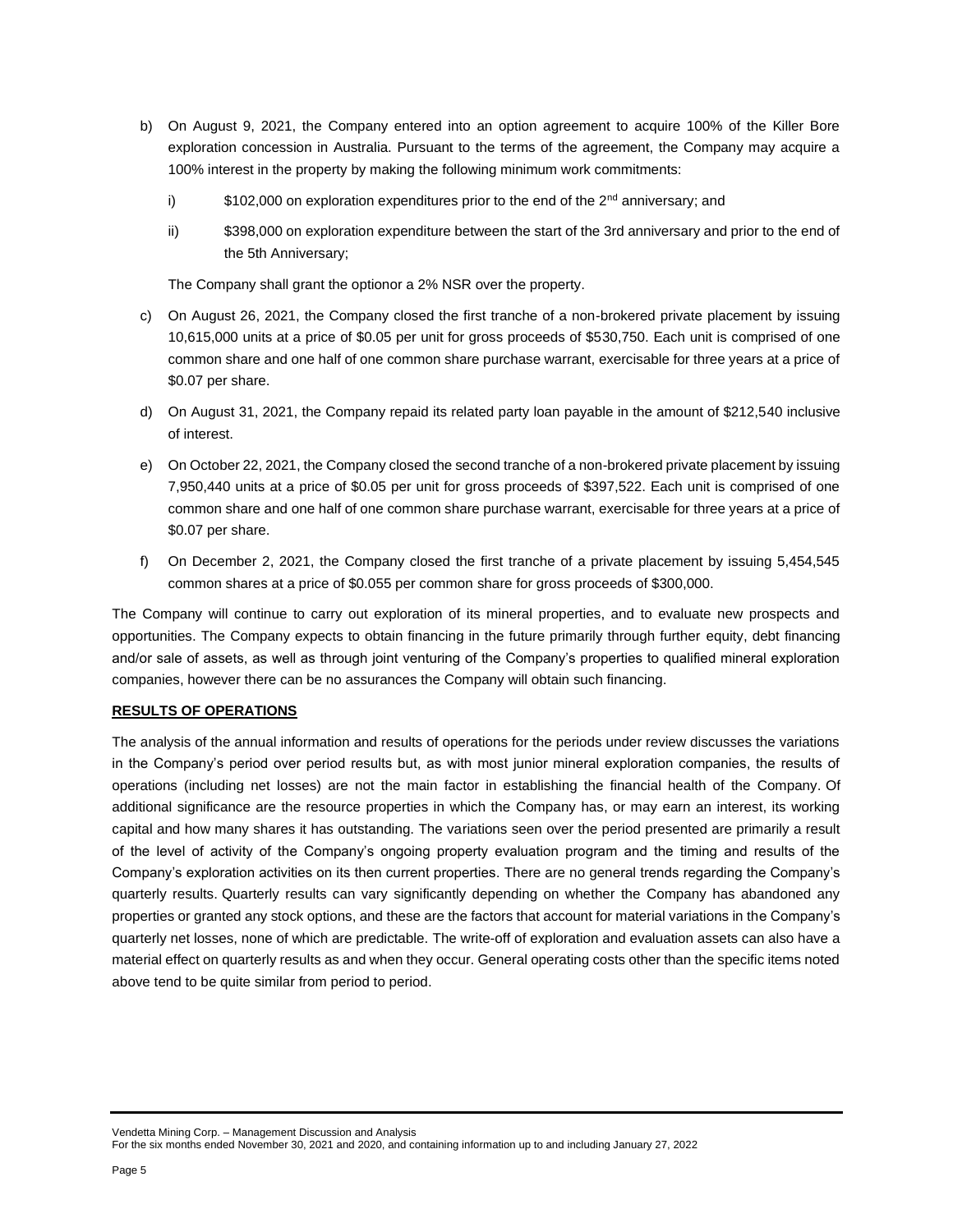b) On August 9, 2021, the Company entered into an option agreement to acquire 100% of the Killer Bore exploration concession in Australia. Pursuant to the terms of the agreement, the Company may acquire a 100% interest in the property by making the following minimum work commitments:

   i) $102,000 on exploration expenditures prior to the end of the 2nd anniversary; and

   ii) $398,000 on exploration expenditure between the start of the 3rd anniversary and prior to the end of the 5th Anniversary;

   The Company shall grant the optionor a 2% NSR over the property.

c) On August 26, 2021, the Company closed the first tranche of a non-brokered private placement by issuing 10,615,000 units at a price of $0.05 per unit for gross proceeds of $530,750. Each unit is comprised of one common share and one half of one common share purchase warrant, exercisable for three years at a price of $0.07 per share.

d) On August 31, 2021, the Company repaid its related party loan payable in the amount of $212,540 inclusive of interest.

e) On October 22, 2021, the Company closed the second tranche of a non-brokered private placement by issuing 7,950,440 units at a price of $0.05 per unit for gross proceeds of $397,522. Each unit is comprised of one common share and one half of one common share purchase warrant, exercisable for three years at a price of $0.07 per share.

f) On December 2, 2021, the Company closed the first tranche of a private placement by issuing 5,454,545 common shares at a price of $0.055 per common share for gross proceeds of $300,000.

The Company will continue to carry out exploration of its mineral properties, and to evaluate new prospects and opportunities. The Company expects to obtain financing in the future primarily through further equity, debt financing and/or sale of assets, as well as through joint venturing of the Company's properties to qualified mineral exploration companies, however there can be no assurances the Company will obtain such financing.

## RESULTS OF OPERATIONS

The analysis of the annual information and results of operations for the periods under review discusses the variations in the Company's period over period results but, as with most junior mineral exploration companies, the results of operations (including net losses) are not the main factor in establishing the financial health of the Company. Of additional significance are the resource properties in which the Company has, or may earn an interest, its working capital and how many shares it has outstanding. The variations seen over the period presented are primarily a result of the level of activity of the Company's ongoing property evaluation program and the timing and results of the Company's exploration activities on its then current properties. There are no general trends regarding the Company's quarterly results. Quarterly results can vary significantly depending on whether the Company has abandoned any properties or granted any stock options, and these are the factors that account for material variations in the Company's quarterly net losses, none of which are predictable. The write-off of exploration and evaluation assets can also have a material effect on quarterly results as and when they occur. General operating costs other than the specific items noted above tend to be quite similar from period to period.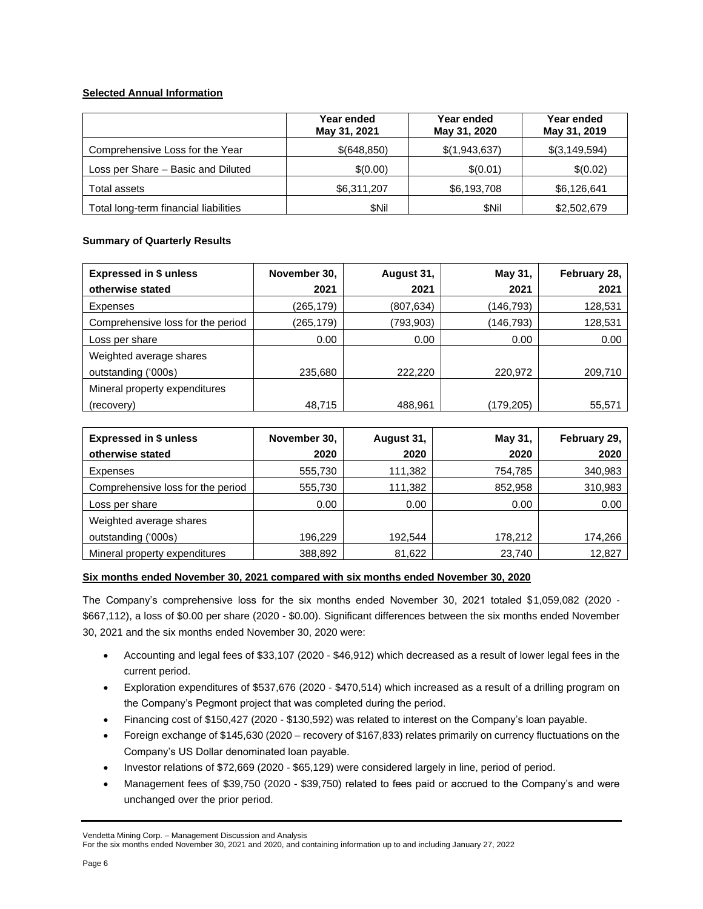**Selected Annual Information**

| | Year ended May 31, 2021 | Year ended May 31, 2020 | Year ended May 31, 2019 |
|---|---|---|---|
| Comprehensive Loss for the Year | $(648,850) | $(1,943,637) | $(3,149,594) |
| Loss per Share – Basic and Diluted | $(0.00) | $(0.01) | $(0.02) |
| Total assets | $6,311,207 | $6,193,708 | $6,126,641 |
| Total long-term financial liabilities | $Nil | $Nil | $2,502,679 |

**Summary of Quarterly Results**

| Expressed in $ unless otherwise stated | November 30, 2021 | August 31, 2021 | May 31, 2021 | February 28, 2021 |
|---|---|---|---|---|
| Expenses | (265,179) | (807,634) | (146,793) | 128,531 |
| Comprehensive loss for the period | (265,179) | (793,903) | (146,793) | 128,531 |
| Loss per share | 0.00 | 0.00 | 0.00 | 0.00 |
| Weighted average shares outstanding ('000s) | 235,680 | 222,220 | 220,972 | 209,710 |
| Mineral property expenditures (recovery) | 48,715 | 488,961 | (179,205) | 55,571 |

| Expressed in $ unless otherwise stated | November 30, 2020 | August 31, 2020 | May 31, 2020 | February 29, 2020 |
|---|---|---|---|---|
| Expenses | 555,730 | 111,382 | 754,785 | 340,983 |
| Comprehensive loss for the period | 555,730 | 111,382 | 852,958 | 310,983 |
| Loss per share | 0.00 | 0.00 | 0.00 | 0.00 |
| Weighted average shares outstanding ('000s) | 196,229 | 192,544 | 178,212 | 174,266 |
| Mineral property expenditures | 388,892 | 81,622 | 23,740 | 12,827 |

**Six months ended November 30, 2021 compared with six months ended November 30, 2020**

The Company's comprehensive loss for the six months ended November 30, 2021 totaled $1,059,082 (2020 - $667,112), a loss of $0.00 per share (2020 - $0.00). Significant differences between the six months ended November 30, 2021 and the six months ended November 30, 2020 were:

- Accounting and legal fees of $33,107 (2020 - $46,912) which decreased as a result of lower legal fees in the current period.
- Exploration expenditures of $537,676 (2020 - $470,514) which increased as a result of a drilling program on the Company's Pegmont project that was completed during the period.
- Financing cost of $150,427 (2020 - $130,592) was related to interest on the Company's loan payable.
- Foreign exchange of $145,630 (2020 – recovery of $167,833) relates primarily on currency fluctuations on the Company's US Dollar denominated loan payable.
- Investor relations of $72,669 (2020 - $65,129) were considered largely in line, period of period.
- Management fees of $39,750 (2020 - $39,750) related to fees paid or accrued to the Company's and were unchanged over the prior period.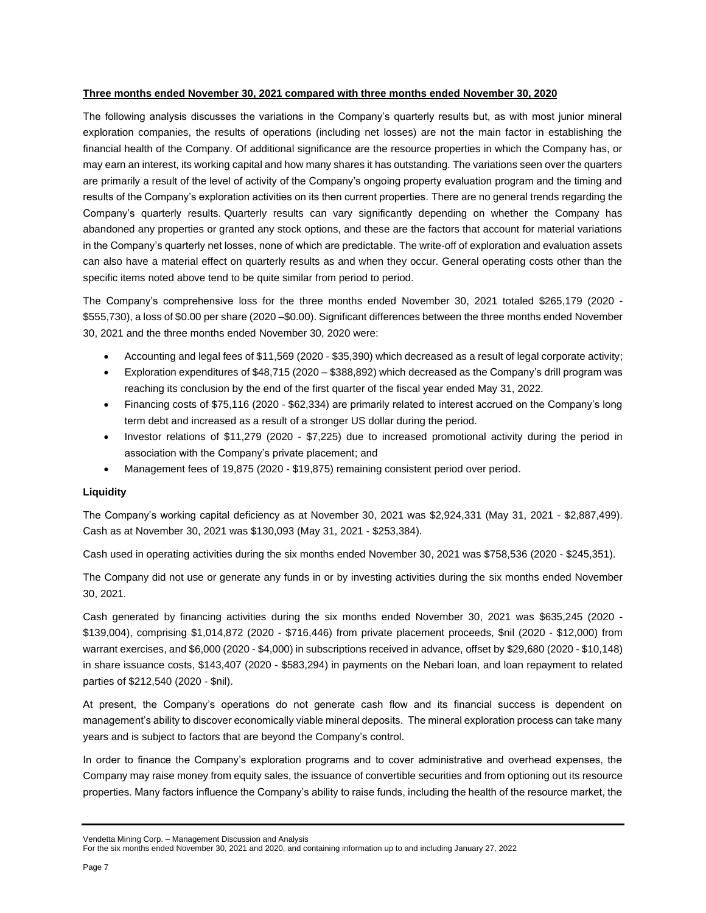**Three months ended November 30, 2021 compared with three months ended November 30, 2020**

The following analysis discusses the variations in the Company's quarterly results but, as with most junior mineral exploration companies, the results of operations (including net losses) are not the main factor in establishing the financial health of the Company. Of additional significance are the resource properties in which the Company has, or may earn an interest, its working capital and how many shares it has outstanding. The variations seen over the quarters are primarily a result of the level of activity of the Company's ongoing property evaluation program and the timing and results of the Company's exploration activities on its then current properties. There are no general trends regarding the Company's quarterly results. Quarterly results can vary significantly depending on whether the Company has abandoned any properties or granted any stock options, and these are the factors that account for material variations in the Company's quarterly net losses, none of which are predictable. The write-off of exploration and evaluation assets can also have a material effect on quarterly results as and when they occur. General operating costs other than the specific items noted above tend to be quite similar from period to period.

The Company's comprehensive loss for the three months ended November 30, 2021 totaled $265,179 (2020 - $555,730), a loss of $0.00 per share (2020 –$0.00). Significant differences between the three months ended November 30, 2021 and the three months ended November 30, 2020 were:

- Accounting and legal fees of $11,569 (2020 - $35,390) which decreased as a result of legal corporate activity;
- Exploration expenditures of $48,715 (2020 – $388,892) which decreased as the Company's drill program was reaching its conclusion by the end of the first quarter of the fiscal year ended May 31, 2022.
- Financing costs of $75,116 (2020 - $62,334) are primarily related to interest accrued on the Company's long term debt and increased as a result of a stronger US dollar during the period.
- Investor relations of $11,279 (2020 - $7,225) due to increased promotional activity during the period in association with the Company's private placement; and
- Management fees of 19,875 (2020 - $19,875) remaining consistent period over period.

**Liquidity**

The Company's working capital deficiency as at November 30, 2021 was $2,924,331 (May 31, 2021 - $2,887,499). Cash as at November 30, 2021 was $130,093 (May 31, 2021 - $253,384).

Cash used in operating activities during the six months ended November 30, 2021 was $758,536 (2020 - $245,351).

The Company did not use or generate any funds in or by investing activities during the six months ended November 30, 2021.

Cash generated by financing activities during the six months ended November 30, 2021 was $635,245 (2020 - $139,004), comprising $1,014,872 (2020 - $716,446) from private placement proceeds, $nil (2020 - $12,000) from warrant exercises, and $6,000 (2020 - $4,000) in subscriptions received in advance, offset by $29,680 (2020 - $10,148) in share issuance costs, $143,407 (2020 - $583,294) in payments on the Nebari loan, and loan repayment to related parties of $212,540 (2020 - $nil).

At present, the Company's operations do not generate cash flow and its financial success is dependent on management's ability to discover economically viable mineral deposits. The mineral exploration process can take many years and is subject to factors that are beyond the Company's control.

In order to finance the Company's exploration programs and to cover administrative and overhead expenses, the Company may raise money from equity sales, the issuance of convertible securities and from optioning out its resource properties. Many factors influence the Company's ability to raise funds, including the health of the resource market, the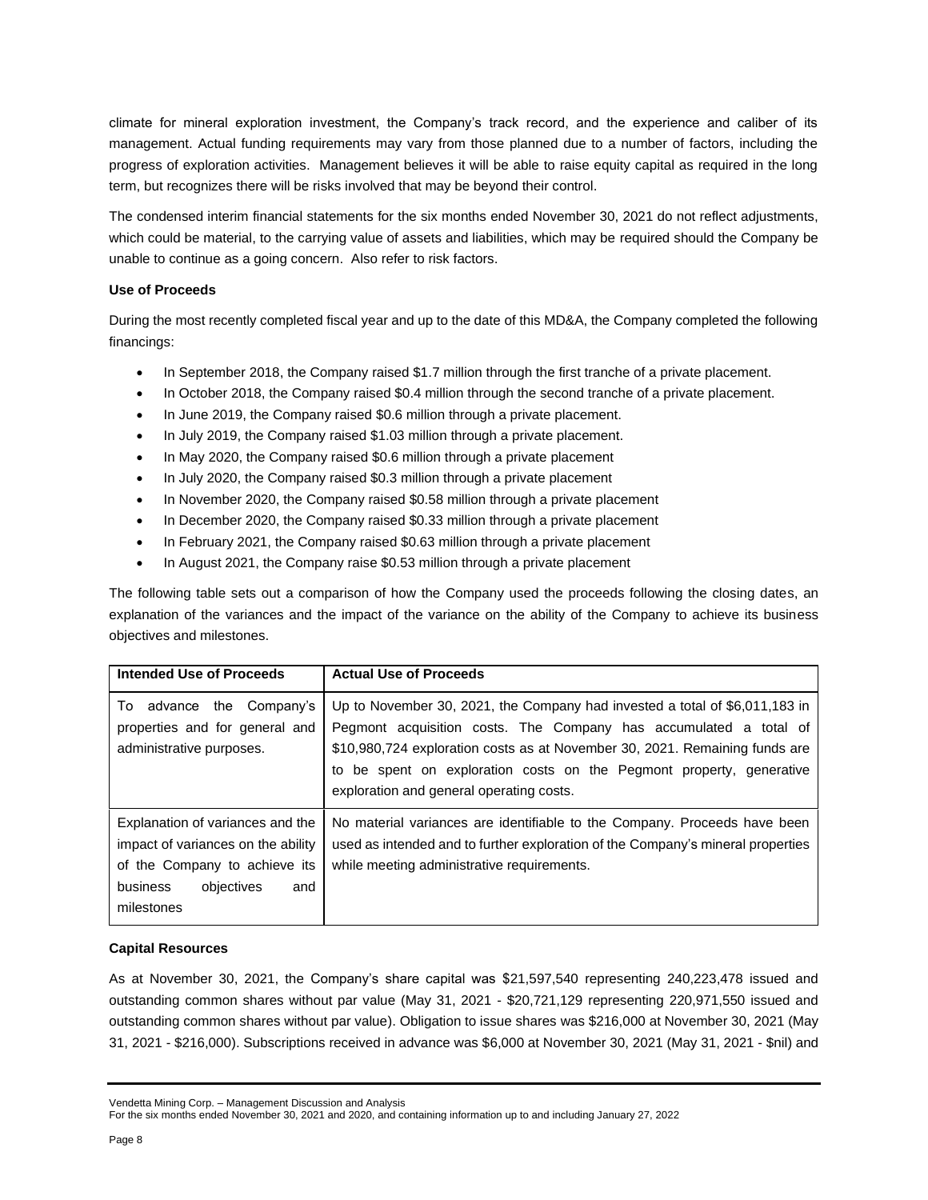climate for mineral exploration investment, the Company's track record, and the experience and caliber of its management. Actual funding requirements may vary from those planned due to a number of factors, including the progress of exploration activities. Management believes it will be able to raise equity capital as required in the long term, but recognizes there will be risks involved that may be beyond their control.

The condensed interim financial statements for the six months ended November 30, 2021 do not reflect adjustments, which could be material, to the carrying value of assets and liabilities, which may be required should the Company be unable to continue as a going concern. Also refer to risk factors.

**Use of Proceeds**

During the most recently completed fiscal year and up to the date of this MD&A, the Company completed the following financings:

- In September 2018, the Company raised $1.7 million through the first tranche of a private placement.
- In October 2018, the Company raised $0.4 million through the second tranche of a private placement.
- In June 2019, the Company raised $0.6 million through a private placement.
- In July 2019, the Company raised $1.03 million through a private placement.
- In May 2020, the Company raised $0.6 million through a private placement
- In July 2020, the Company raised $0.3 million through a private placement
- In November 2020, the Company raised $0.58 million through a private placement
- In December 2020, the Company raised $0.33 million through a private placement
- In February 2021, the Company raised $0.63 million through a private placement
- In August 2021, the Company raise $0.53 million through a private placement

The following table sets out a comparison of how the Company used the proceeds following the closing dates, an explanation of the variances and the impact of the variance on the ability of the Company to achieve its business objectives and milestones.

| Intended Use of Proceeds | Actual Use of Proceeds |
|---|---|
| To advance the Company's properties and for general and administrative purposes. | Up to November 30, 2021, the Company had invested a total of $6,011,183 in Pegmont acquisition costs. The Company has accumulated a total of $10,980,724 exploration costs as at November 30, 2021. Remaining funds are to be spent on exploration costs on the Pegmont property, generative exploration and general operating costs. |
| Explanation of variances and the impact of variances on the ability of the Company to achieve its business objectives and milestones | No material variances are identifiable to the Company. Proceeds have been used as intended and to further exploration of the Company's mineral properties while meeting administrative requirements. |

**Capital Resources**

As at November 30, 2021, the Company's share capital was $21,597,540 representing 240,223,478 issued and outstanding common shares without par value (May 31, 2021 - $20,721,129 representing 220,971,550 issued and outstanding common shares without par value). Obligation to issue shares was $216,000 at November 30, 2021 (May 31, 2021 - $216,000). Subscriptions received in advance was $6,000 at November 30, 2021 (May 31, 2021 - $nil) and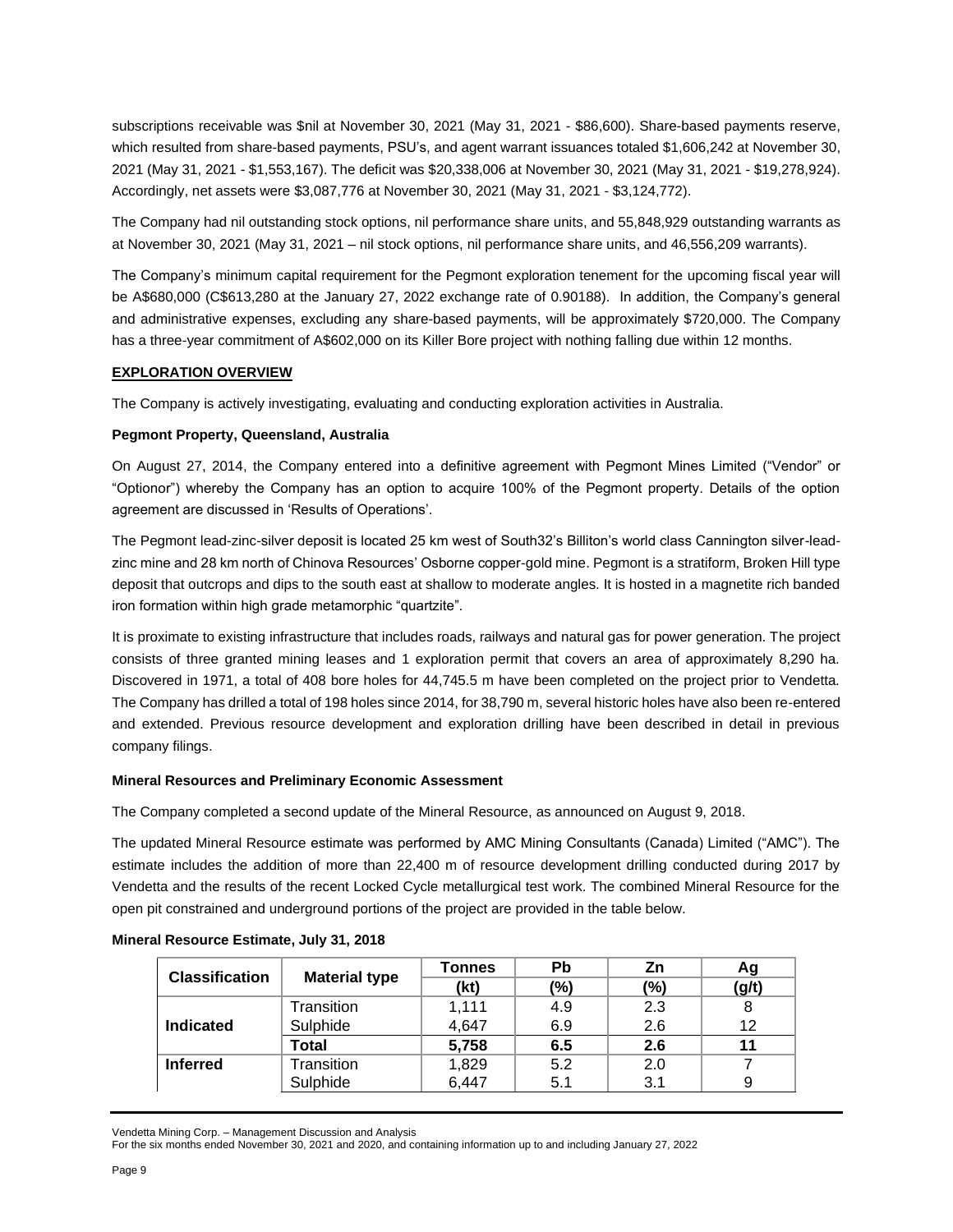subscriptions receivable was $nil at November 30, 2021 (May 31, 2021 - $86,600). Share-based payments reserve, which resulted from share-based payments, PSU's, and agent warrant issuances totaled $1,606,242 at November 30, 2021 (May 31, 2021 - $1,553,167). The deficit was $20,338,006 at November 30, 2021 (May 31, 2021 - $19,278,924). Accordingly, net assets were $3,087,776 at November 30, 2021 (May 31, 2021 - $3,124,772).

The Company had nil outstanding stock options, nil performance share units, and 55,848,929 outstanding warrants as at November 30, 2021 (May 31, 2021 – nil stock options, nil performance share units, and 46,556,209 warrants).

The Company's minimum capital requirement for the Pegmont exploration tenement for the upcoming fiscal year will be A$680,000 (C$613,280 at the January 27, 2022 exchange rate of 0.90188). In addition, the Company's general and administrative expenses, excluding any share-based payments, will be approximately $720,000. The Company has a three-year commitment of A$602,000 on its Killer Bore project with nothing falling due within 12 months.

## EXPLORATION OVERVIEW

The Company is actively investigating, evaluating and conducting exploration activities in Australia.

### Pegmont Property, Queensland, Australia

On August 27, 2014, the Company entered into a definitive agreement with Pegmont Mines Limited ("Vendor" or "Optionor") whereby the Company has an option to acquire 100% of the Pegmont property. Details of the option agreement are discussed in 'Results of Operations'.

The Pegmont lead-zinc-silver deposit is located 25 km west of South32's Billiton's world class Cannington silver-lead-zinc mine and 28 km north of Chinova Resources' Osborne copper-gold mine. Pegmont is a stratiform, Broken Hill type deposit that outcrops and dips to the south east at shallow to moderate angles. It is hosted in a magnetite rich banded iron formation within high grade metamorphic "quartzite".

It is proximate to existing infrastructure that includes roads, railways and natural gas for power generation. The project consists of three granted mining leases and 1 exploration permit that covers an area of approximately 8,290 ha. Discovered in 1971, a total of 408 bore holes for 44,745.5 m have been completed on the project prior to Vendetta. The Company has drilled a total of 198 holes since 2014, for 38,790 m, several historic holes have also been re-entered and extended. Previous resource development and exploration drilling have been described in detail in previous company filings.

### Mineral Resources and Preliminary Economic Assessment

The Company completed a second update of the Mineral Resource, as announced on August 9, 2018.

The updated Mineral Resource estimate was performed by AMC Mining Consultants (Canada) Limited ("AMC"). The estimate includes the addition of more than 22,400 m of resource development drilling conducted during 2017 by Vendetta and the results of the recent Locked Cycle metallurgical test work. The combined Mineral Resource for the open pit constrained and underground portions of the project are provided in the table below.

**Mineral Resource Estimate, July 31, 2018**

| Classification | Material type | Tonnes (kt) | Pb (%) | Zn (%) | Ag (g/t) |
|---|---|---|---|---|---|
| **Indicated** | Transition | 1,111 | 4.9 | 2.3 | 8 |
| | Sulphide | 4,647 | 6.9 | 2.6 | 12 |
| | **Total** | **5,758** | **6.5** | **2.6** | **11** |
| **Inferred** | Transition | 1,829 | 5.2 | 2.0 | 7 |
| | Sulphide | 6,447 | 5.1 | 3.1 | 9 |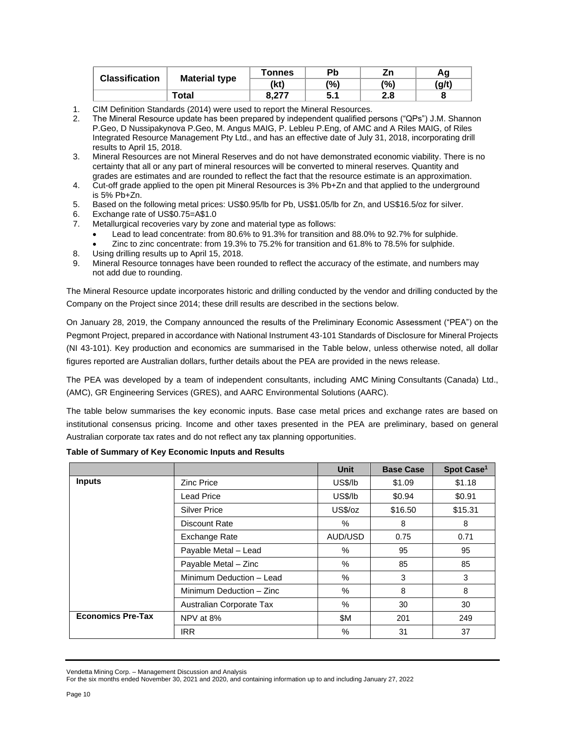| Classification | Material type | Tonnes | Pb | Zn | Ag |
|---|---|---|---|---|---|
| | | (kt) | (%) | (%) | (g/t) |
| | Total | 8,277 | 5.1 | 2.8 | 8 |

1. CIM Definition Standards (2014) were used to report the Mineral Resources.
2. The Mineral Resource update has been prepared by independent qualified persons ("QPs") J.M. Shannon P.Geo, D Nussipakynova P.Geo, M. Angus MAIG, P. Lebleu P.Eng, of AMC and A Riles MAIG, of Riles Integrated Resource Management Pty Ltd., and has an effective date of July 31, 2018, incorporating drill results to April 15, 2018.
3. Mineral Resources are not Mineral Reserves and do not have demonstrated economic viability. There is no certainty that all or any part of mineral resources will be converted to mineral reserves. Quantity and grades are estimates and are rounded to reflect the fact that the resource estimate is an approximation.
4. Cut-off grade applied to the open pit Mineral Resources is 3% Pb+Zn and that applied to the underground is 5% Pb+Zn.
5. Based on the following metal prices: US$0.95/lb for Pb, US$1.05/lb for Zn, and US$16.5/oz for silver.
6. Exchange rate of US$0.75=A$1.0
7. Metallurgical recoveries vary by zone and material type as follows:
   - Lead to lead concentrate: from 80.6% to 91.3% for transition and 88.0% to 92.7% for sulphide.
   - Zinc to zinc concentrate: from 19.3% to 75.2% for transition and 61.8% to 78.5% for sulphide.
8. Using drilling results up to April 15, 2018.
9. Mineral Resource tonnages have been rounded to reflect the accuracy of the estimate, and numbers may not add due to rounding.

The Mineral Resource update incorporates historic and drilling conducted by the vendor and drilling conducted by the Company on the Project since 2014; these drill results are described in the sections below.

On January 28, 2019, the Company announced the results of the Preliminary Economic Assessment ("PEA") on the Pegmont Project, prepared in accordance with National Instrument 43-101 Standards of Disclosure for Mineral Projects (NI 43-101). Key production and economics are summarised in the Table below, unless otherwise noted, all dollar figures reported are Australian dollars, further details about the PEA are provided in the news release.

The PEA was developed by a team of independent consultants, including AMC Mining Consultants (Canada) Ltd., (AMC), GR Engineering Services (GRES), and AARC Environmental Solutions (AARC).

The table below summarises the key economic inputs. Base case metal prices and exchange rates are based on institutional consensus pricing. Income and other taxes presented in the PEA are preliminary, based on general Australian corporate tax rates and do not reflect any tax planning opportunities.

**Table of Summary of Key Economic Inputs and Results**

| | | Unit | Base Case | Spot Case[1] |
|---|---|---|---|---|
| **Inputs** | Zinc Price | US$/lb | $1.09 | $1.18 |
| | Lead Price | US$/lb | $0.94 | $0.91 |
| | Silver Price | US$/oz | $16.50 | $15.31 |
| | Discount Rate | % | 8 | 8 |
| | Exchange Rate | AUD/USD | 0.75 | 0.71 |
| | Payable Metal – Lead | % | 95 | 95 |
| | Payable Metal – Zinc | % | 85 | 85 |
| | Minimum Deduction – Lead | % | 3 | 3 |
| | Minimum Deduction – Zinc | % | 8 | 8 |
| | Australian Corporate Tax | % | 30 | 30 |
| **Economics Pre-Tax** | NPV at 8% | $M | 201 | 249 |
| | IRR | % | 31 | 37 |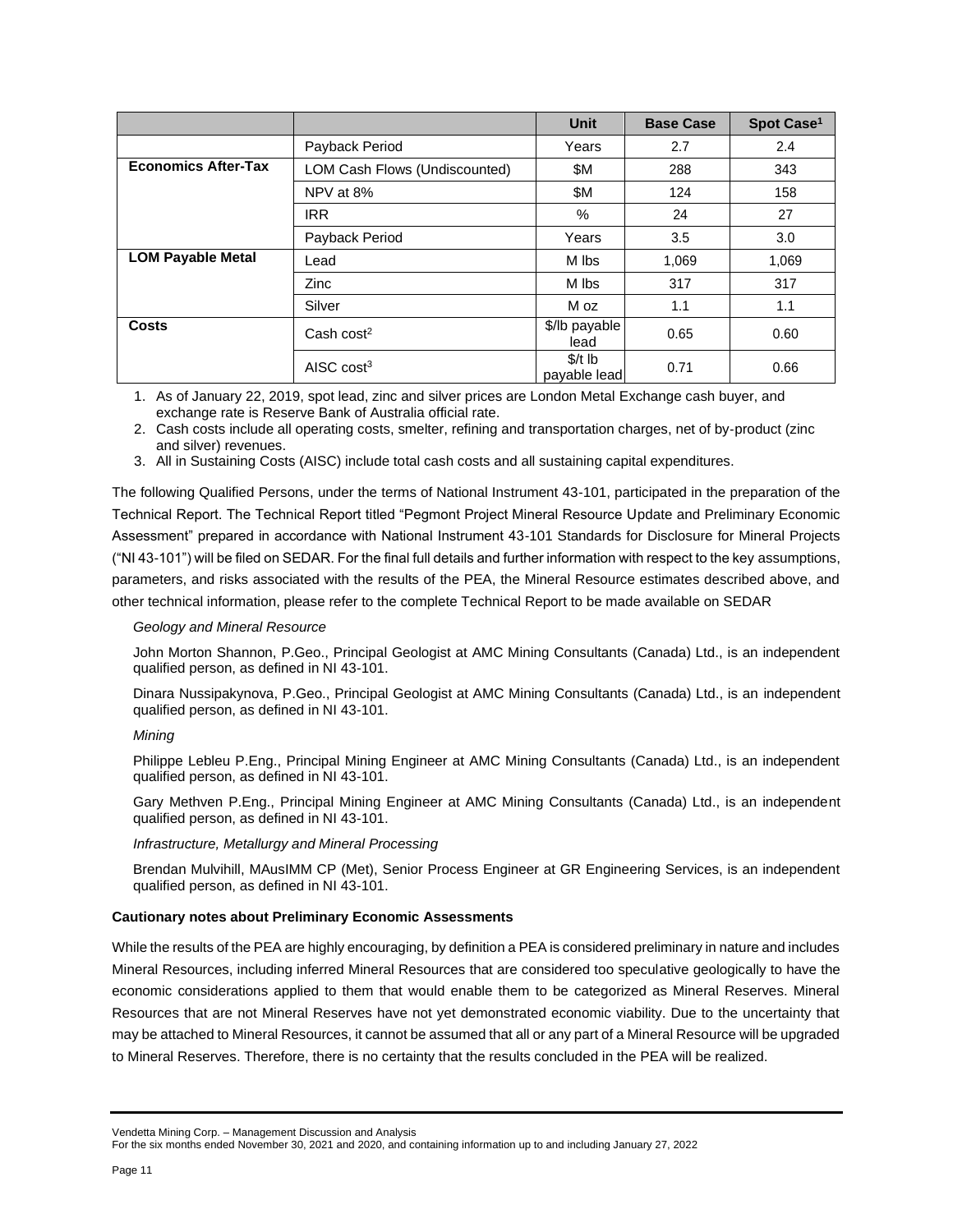| | | Unit | Base Case | Spot Case[1] |
|---|---|---|---|---|
| | Payback Period | Years | 2.7 | 2.4 |
| **Economics After-Tax** | LOM Cash Flows (Undiscounted) | $M | 288 | 343 |
| | NPV at 8% | $M | 124 | 158 |
| | IRR | % | 24 | 27 |
| | Payback Period | Years | 3.5 | 3.0 |
| **LOM Payable Metal** | Lead | M lbs | 1,069 | 1,069 |
| | Zinc | M lbs | 317 | 317 |
| | Silver | M oz | 1.1 | 1.1 |
| **Costs** | Cash cost[2] | $/lb payable lead | 0.65 | 0.60 |
| | AISC cost[3] | $/t lb payable lead | 0.71 | 0.66 |

1. As of January 22, 2019, spot lead, zinc and silver prices are London Metal Exchange cash buyer, and exchange rate is Reserve Bank of Australia official rate.
2. Cash costs include all operating costs, smelter, refining and transportation charges, net of by-product (zinc and silver) revenues.
3. All in Sustaining Costs (AISC) include total cash costs and all sustaining capital expenditures.

The following Qualified Persons, under the terms of National Instrument 43-101, participated in the preparation of the Technical Report. The Technical Report titled "Pegmont Project Mineral Resource Update and Preliminary Economic Assessment" prepared in accordance with National Instrument 43-101 Standards for Disclosure for Mineral Projects ("NI 43-101") will be filed on SEDAR. For the final full details and further information with respect to the key assumptions, parameters, and risks associated with the results of the PEA, the Mineral Resource estimates described above, and other technical information, please refer to the complete Technical Report to be made available on SEDAR

*Geology and Mineral Resource*

John Morton Shannon, P.Geo., Principal Geologist at AMC Mining Consultants (Canada) Ltd., is an independent qualified person, as defined in NI 43-101.

Dinara Nussipakynova, P.Geo., Principal Geologist at AMC Mining Consultants (Canada) Ltd., is an independent qualified person, as defined in NI 43-101.

*Mining*

Philippe Lebleu P.Eng., Principal Mining Engineer at AMC Mining Consultants (Canada) Ltd., is an independent qualified person, as defined in NI 43-101.

Gary Methven P.Eng., Principal Mining Engineer at AMC Mining Consultants (Canada) Ltd., is an independent qualified person, as defined in NI 43-101.

*Infrastructure, Metallurgy and Mineral Processing*

Brendan Mulvihill, MAusIMM CP (Met), Senior Process Engineer at GR Engineering Services, is an independent qualified person, as defined in NI 43-101.

**Cautionary notes about Preliminary Economic Assessments**

While the results of the PEA are highly encouraging, by definition a PEA is considered preliminary in nature and includes Mineral Resources, including inferred Mineral Resources that are considered too speculative geologically to have the economic considerations applied to them that would enable them to be categorized as Mineral Reserves. Mineral Resources that are not Mineral Reserves have not yet demonstrated economic viability. Due to the uncertainty that may be attached to Mineral Resources, it cannot be assumed that all or any part of a Mineral Resource will be upgraded to Mineral Reserves. Therefore, there is no certainty that the results concluded in the PEA will be realized.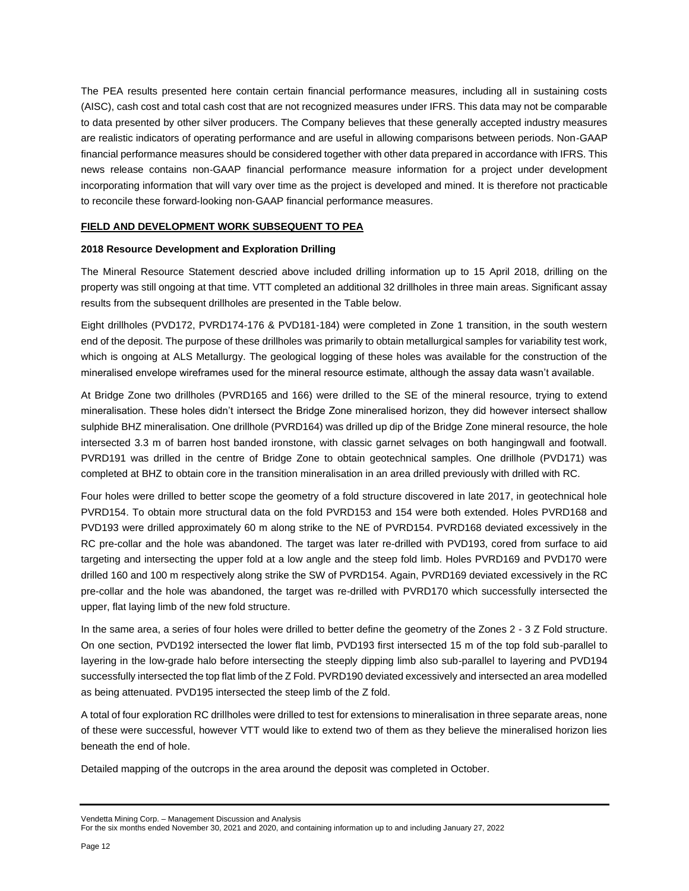The PEA results presented here contain certain financial performance measures, including all in sustaining costs (AISC), cash cost and total cash cost that are not recognized measures under IFRS. This data may not be comparable to data presented by other silver producers. The Company believes that these generally accepted industry measures are realistic indicators of operating performance and are useful in allowing comparisons between periods. Non-GAAP financial performance measures should be considered together with other data prepared in accordance with IFRS. This news release contains non-GAAP financial performance measure information for a project under development incorporating information that will vary over time as the project is developed and mined. It is therefore not practicable to reconcile these forward-looking non-GAAP financial performance measures.

## FIELD AND DEVELOPMENT WORK SUBSEQUENT TO PEA

### 2018 Resource Development and Exploration Drilling

The Mineral Resource Statement descried above included drilling information up to 15 April 2018, drilling on the property was still ongoing at that time. VTT completed an additional 32 drillholes in three main areas. Significant assay results from the subsequent drillholes are presented in the Table below.

Eight drillholes (PVD172, PVRD174-176 & PVD181-184) were completed in Zone 1 transition, in the south western end of the deposit. The purpose of these drillholes was primarily to obtain metallurgical samples for variability test work, which is ongoing at ALS Metallurgy. The geological logging of these holes was available for the construction of the mineralised envelope wireframes used for the mineral resource estimate, although the assay data wasn't available.

At Bridge Zone two drillholes (PVRD165 and 166) were drilled to the SE of the mineral resource, trying to extend mineralisation. These holes didn't intersect the Bridge Zone mineralised horizon, they did however intersect shallow sulphide BHZ mineralisation. One drillhole (PVRD164) was drilled up dip of the Bridge Zone mineral resource, the hole intersected 3.3 m of barren host banded ironstone, with classic garnet selvages on both hangingwall and footwall. PVRD191 was drilled in the centre of Bridge Zone to obtain geotechnical samples. One drillhole (PVD171) was completed at BHZ to obtain core in the transition mineralisation in an area drilled previously with drilled with RC.

Four holes were drilled to better scope the geometry of a fold structure discovered in late 2017, in geotechnical hole PVRD154. To obtain more structural data on the fold PVRD153 and 154 were both extended. Holes PVRD168 and PVD193 were drilled approximately 60 m along strike to the NE of PVRD154. PVRD168 deviated excessively in the RC pre-collar and the hole was abandoned. The target was later re-drilled with PVD193, cored from surface to aid targeting and intersecting the upper fold at a low angle and the steep fold limb. Holes PVRD169 and PVD170 were drilled 160 and 100 m respectively along strike the SW of PVRD154. Again, PVRD169 deviated excessively in the RC pre-collar and the hole was abandoned, the target was re-drilled with PVRD170 which successfully intersected the upper, flat laying limb of the new fold structure.

In the same area, a series of four holes were drilled to better define the geometry of the Zones 2 - 3 Z Fold structure. On one section, PVD192 intersected the lower flat limb, PVD193 first intersected 15 m of the top fold sub-parallel to layering in the low-grade halo before intersecting the steeply dipping limb also sub-parallel to layering and PVD194 successfully intersected the top flat limb of the Z Fold. PVRD190 deviated excessively and intersected an area modelled as being attenuated. PVD195 intersected the steep limb of the Z fold.

A total of four exploration RC drillholes were drilled to test for extensions to mineralisation in three separate areas, none of these were successful, however VTT would like to extend two of them as they believe the mineralised horizon lies beneath the end of hole.

Detailed mapping of the outcrops in the area around the deposit was completed in October.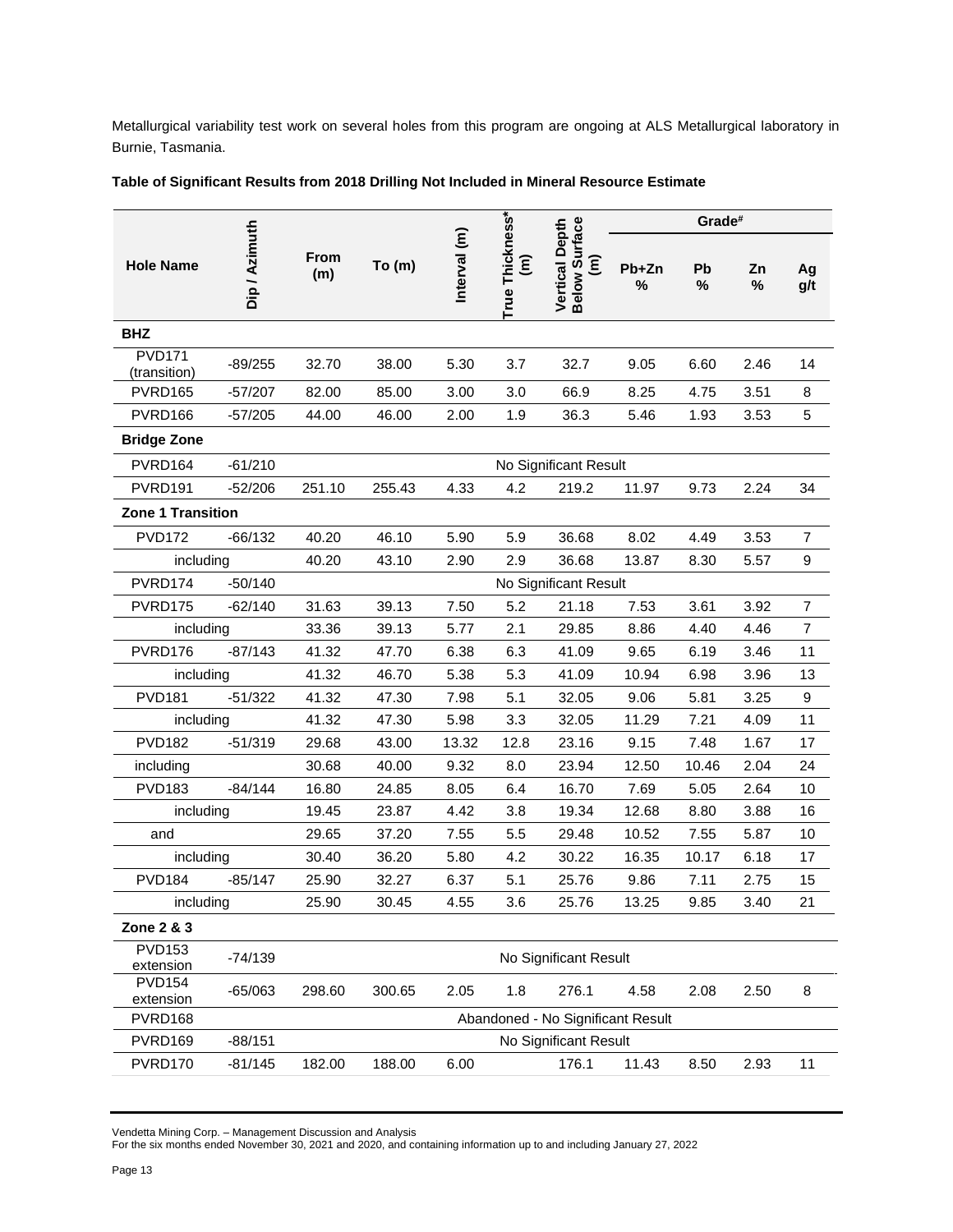Metallurgical variability test work on several holes from this program are ongoing at ALS Metallurgical laboratory in Burnie, Tasmania.

**Table of Significant Results from 2018 Drilling Not Included in Mineral Resource Estimate**

| Hole Name | Dip / Azimuth | From (m) | To (m) | Interval (m) | True Thickness* (m) | Vertical Depth Below Surface (m) | Grade# | | | |
|---|---|---|---|---|---|---|---|---|---|---|
| | | | | | | | Pb+Zn % | Pb % | Zn % | Ag g/t |
| **BHZ** | | | | | | | | | | |
| PVD171 (transition) | -89/255 | 32.70 | 38.00 | 5.30 | 3.7 | 32.7 | 9.05 | 6.60 | 2.46 | 14 |
| PVRD165 | -57/207 | 82.00 | 85.00 | 3.00 | 3.0 | 66.9 | 8.25 | 4.75 | 3.51 | 8 |
| PVRD166 | -57/205 | 44.00 | 46.00 | 2.00 | 1.9 | 36.3 | 5.46 | 1.93 | 3.53 | 5 |
| **Bridge Zone** | | | | | | | | | | |
| PVRD164 | -61/210 | No Significant Result | | | | | | | | |
| PVRD191 | -52/206 | 251.10 | 255.43 | 4.33 | 4.2 | 219.2 | 11.97 | 9.73 | 2.24 | 34 |
| **Zone 1 Transition** | | | | | | | | | | |
| PVD172 | -66/132 | 40.20 | 46.10 | 5.90 | 5.9 | 36.68 | 8.02 | 4.49 | 3.53 | 7 |
| including | | 40.20 | 43.10 | 2.90 | 2.9 | 36.68 | 13.87 | 8.30 | 5.57 | 9 |
| PVRD174 | -50/140 | No Significant Result | | | | | | | | |
| PVRD175 | -62/140 | 31.63 | 39.13 | 7.50 | 5.2 | 21.18 | 7.53 | 3.61 | 3.92 | 7 |
| including | | 33.36 | 39.13 | 5.77 | 2.1 | 29.85 | 8.86 | 4.40 | 4.46 | 7 |
| PVRD176 | -87/143 | 41.32 | 47.70 | 6.38 | 6.3 | 41.09 | 9.65 | 6.19 | 3.46 | 11 |
| including | | 41.32 | 46.70 | 5.38 | 5.3 | 41.09 | 10.94 | 6.98 | 3.96 | 13 |
| PVD181 | -51/322 | 41.32 | 47.30 | 7.98 | 5.1 | 32.05 | 9.06 | 5.81 | 3.25 | 9 |
| including | | 41.32 | 47.30 | 5.98 | 3.3 | 32.05 | 11.29 | 7.21 | 4.09 | 11 |
| PVD182 | -51/319 | 29.68 | 43.00 | 13.32 | 12.8 | 23.16 | 9.15 | 7.48 | 1.67 | 17 |
| including | | 30.68 | 40.00 | 9.32 | 8.0 | 23.94 | 12.50 | 10.46 | 2.04 | 24 |
| PVD183 | -84/144 | 16.80 | 24.85 | 8.05 | 6.4 | 16.70 | 7.69 | 5.05 | 2.64 | 10 |
| including | | 19.45 | 23.87 | 4.42 | 3.8 | 19.34 | 12.68 | 8.80 | 3.88 | 16 |
| and | | 29.65 | 37.20 | 7.55 | 5.5 | 29.48 | 10.52 | 7.55 | 5.87 | 10 |
| including | | 30.40 | 36.20 | 5.80 | 4.2 | 30.22 | 16.35 | 10.17 | 6.18 | 17 |
| PVD184 | -85/147 | 25.90 | 32.27 | 6.37 | 5.1 | 25.76 | 9.86 | 7.11 | 2.75 | 15 |
| including | | 25.90 | 30.45 | 4.55 | 3.6 | 25.76 | 13.25 | 9.85 | 3.40 | 21 |
| **Zone 2 & 3** | | | | | | | | | | |
| PVD153 extension | -74/139 | No Significant Result | | | | | | | | |
| PVD154 extension | -65/063 | 298.60 | 300.65 | 2.05 | 1.8 | 276.1 | 4.58 | 2.08 | 2.50 | 8 |
| PVRD168 | | Abandoned - No Significant Result | | | | | | | | |
| PVRD169 | -88/151 | No Significant Result | | | | | | | | |
| PVRD170 | -81/145 | 182.00 | 188.00 | 6.00 | | 176.1 | 11.43 | 8.50 | 2.93 | 11 |

Vendetta Mining Corp. – Management Discussion and Analysis
For the six months ended November 30, 2021 and 2020, and containing information up to and including January 27, 2022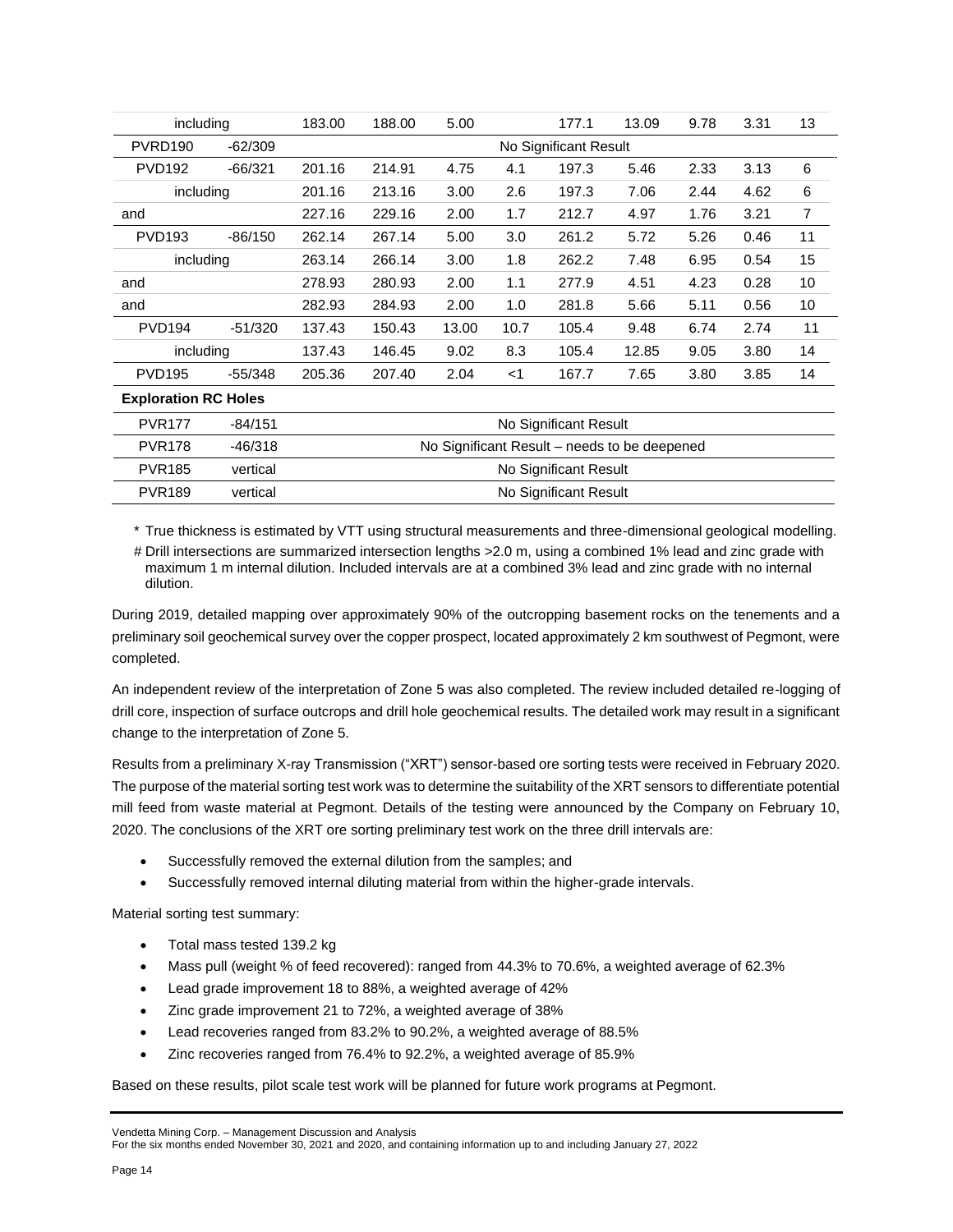| including | | 183.00 | 188.00 | 5.00 | | 177.1 | 13.09 | 9.78 | 3.31 | 13 |
|---|---|---|---|---|---|---|---|---|---|---|
| PVRD190 | -62/309 | No Significant Result | | | | | | | | |
| PVD192 | -66/321 | 201.16 | 214.91 | 4.75 | 4.1 | 197.3 | 5.46 | 2.33 | 3.13 | 6 |
| including | | 201.16 | 213.16 | 3.00 | 2.6 | 197.3 | 7.06 | 2.44 | 4.62 | 6 |
| and | | 227.16 | 229.16 | 2.00 | 1.7 | 212.7 | 4.97 | 1.76 | 3.21 | 7 |
| PVD193 | -86/150 | 262.14 | 267.14 | 5.00 | 3.0 | 261.2 | 5.72 | 5.26 | 0.46 | 11 |
| including | | 263.14 | 266.14 | 3.00 | 1.8 | 262.2 | 7.48 | 6.95 | 0.54 | 15 |
| and | | 278.93 | 280.93 | 2.00 | 1.1 | 277.9 | 4.51 | 4.23 | 0.28 | 10 |
| and | | 282.93 | 284.93 | 2.00 | 1.0 | 281.8 | 5.66 | 5.11 | 0.56 | 10 |
| PVD194 | -51/320 | 137.43 | 150.43 | 13.00 | 10.7 | 105.4 | 9.48 | 6.74 | 2.74 | 11 |
| including | | 137.43 | 146.45 | 9.02 | 8.3 | 105.4 | 12.85 | 9.05 | 3.80 | 14 |
| PVD195 | -55/348 | 205.36 | 207.40 | 2.04 | <1 | 167.7 | 7.65 | 3.80 | 3.85 | 14 |
| **Exploration RC Holes** | | | | | | | | | | |
| PVR177 | -84/151 | No Significant Result | | | | | | | | |
| PVR178 | -46/318 | No Significant Result – needs to be deepened | | | | | | | | |
| PVR185 | vertical | No Significant Result | | | | | | | | |
| PVR189 | vertical | No Significant Result | | | | | | | | |

\* True thickness is estimated by VTT using structural measurements and three-dimensional geological modelling.

\# Drill intersections are summarized intersection lengths >2.0 m, using a combined 1% lead and zinc grade with maximum 1 m internal dilution. Included intervals are at a combined 3% lead and zinc grade with no internal dilution.

During 2019, detailed mapping over approximately 90% of the outcropping basement rocks on the tenements and a preliminary soil geochemical survey over the copper prospect, located approximately 2 km southwest of Pegmont, were completed.

An independent review of the interpretation of Zone 5 was also completed. The review included detailed re-logging of drill core, inspection of surface outcrops and drill hole geochemical results. The detailed work may result in a significant change to the interpretation of Zone 5.

Results from a preliminary X-ray Transmission ("XRT") sensor-based ore sorting tests were received in February 2020. The purpose of the material sorting test work was to determine the suitability of the XRT sensors to differentiate potential mill feed from waste material at Pegmont. Details of the testing were announced by the Company on February 10, 2020. The conclusions of the XRT ore sorting preliminary test work on the three drill intervals are:

- Successfully removed the external dilution from the samples; and
- Successfully removed internal diluting material from within the higher-grade intervals.

Material sorting test summary:

- Total mass tested 139.2 kg
- Mass pull (weight % of feed recovered): ranged from 44.3% to 70.6%, a weighted average of 62.3%
- Lead grade improvement 18 to 88%, a weighted average of 42%
- Zinc grade improvement 21 to 72%, a weighted average of 38%
- Lead recoveries ranged from 83.2% to 90.2%, a weighted average of 88.5%
- Zinc recoveries ranged from 76.4% to 92.2%, a weighted average of 85.9%

Based on these results, pilot scale test work will be planned for future work programs at Pegmont.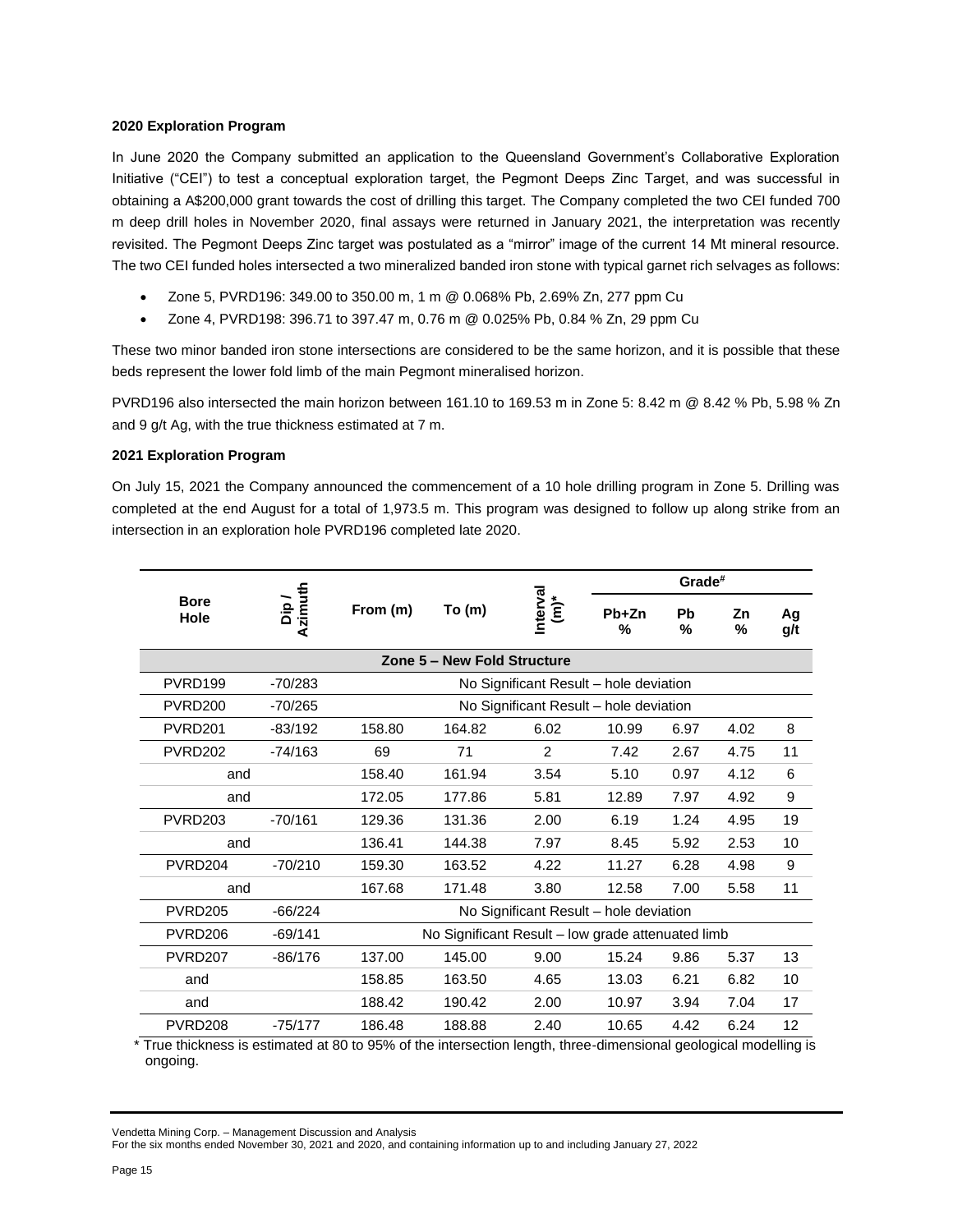**2020 Exploration Program**

In June 2020 the Company submitted an application to the Queensland Government's Collaborative Exploration Initiative ("CEI") to test a conceptual exploration target, the Pegmont Deeps Zinc Target, and was successful in obtaining a A$200,000 grant towards the cost of drilling this target. The Company completed the two CEI funded 700 m deep drill holes in November 2020, final assays were returned in January 2021, the interpretation was recently revisited. The Pegmont Deeps Zinc target was postulated as a "mirror" image of the current 14 Mt mineral resource. The two CEI funded holes intersected a two mineralized banded iron stone with typical garnet rich selvages as follows:

- Zone 5, PVRD196: 349.00 to 350.00 m, 1 m @ 0.068% Pb, 2.69% Zn, 277 ppm Cu
- Zone 4, PVRD198: 396.71 to 397.47 m, 0.76 m @ 0.025% Pb, 0.84 % Zn, 29 ppm Cu

These two minor banded iron stone intersections are considered to be the same horizon, and it is possible that these beds represent the lower fold limb of the main Pegmont mineralised horizon.

PVRD196 also intersected the main horizon between 161.10 to 169.53 m in Zone 5: 8.42 m @ 8.42 % Pb, 5.98 % Zn and 9 g/t Ag, with the true thickness estimated at 7 m.

**2021 Exploration Program**

On July 15, 2021 the Company announced the commencement of a 10 hole drilling program in Zone 5. Drilling was completed at the end August for a total of 1,973.5 m. This program was designed to follow up along strike from an intersection in an exploration hole PVRD196 completed late 2020.

| Bore Hole | Dip / Azimuth | From (m) | To (m) | Interval (m)* | Grade# | | | |
|---|---|---|---|---|---|---|---|---|
| | | | | | Pb+Zn % | Pb % | Zn % | Ag g/t |
| **Zone 5 – New Fold Structure** | | | | | | | | |
| PVRD199 | -70/283 | No Significant Result – hole deviation | | | | | | |
| PVRD200 | -70/265 | No Significant Result – hole deviation | | | | | | |
| PVRD201 | -83/192 | 158.80 | 164.82 | 6.02 | 10.99 | 6.97 | 4.02 | 8 |
| PVRD202 | -74/163 | 69 | 71 | 2 | 7.42 | 2.67 | 4.75 | 11 |
| and | | 158.40 | 161.94 | 3.54 | 5.10 | 0.97 | 4.12 | 6 |
| and | | 172.05 | 177.86 | 5.81 | 12.89 | 7.97 | 4.92 | 9 |
| PVRD203 | -70/161 | 129.36 | 131.36 | 2.00 | 6.19 | 1.24 | 4.95 | 19 |
| and | | 136.41 | 144.38 | 7.97 | 8.45 | 5.92 | 2.53 | 10 |
| PVRD204 | -70/210 | 159.30 | 163.52 | 4.22 | 11.27 | 6.28 | 4.98 | 9 |
| and | | 167.68 | 171.48 | 3.80 | 12.58 | 7.00 | 5.58 | 11 |
| PVRD205 | -66/224 | No Significant Result – hole deviation | | | | | | |
| PVRD206 | -69/141 | No Significant Result – low grade attenuated limb | | | | | | |
| PVRD207 | -86/176 | 137.00 | 145.00 | 9.00 | 15.24 | 9.86 | 5.37 | 13 |
| and | | 158.85 | 163.50 | 4.65 | 13.03 | 6.21 | 6.82 | 10 |
| and | | 188.42 | 190.42 | 2.00 | 10.97 | 3.94 | 7.04 | 17 |
| PVRD208 | -75/177 | 186.48 | 188.88 | 2.40 | 10.65 | 4.42 | 6.24 | 12 |

\* True thickness is estimated at 80 to 95% of the intersection length, three-dimensional geological modelling is ongoing.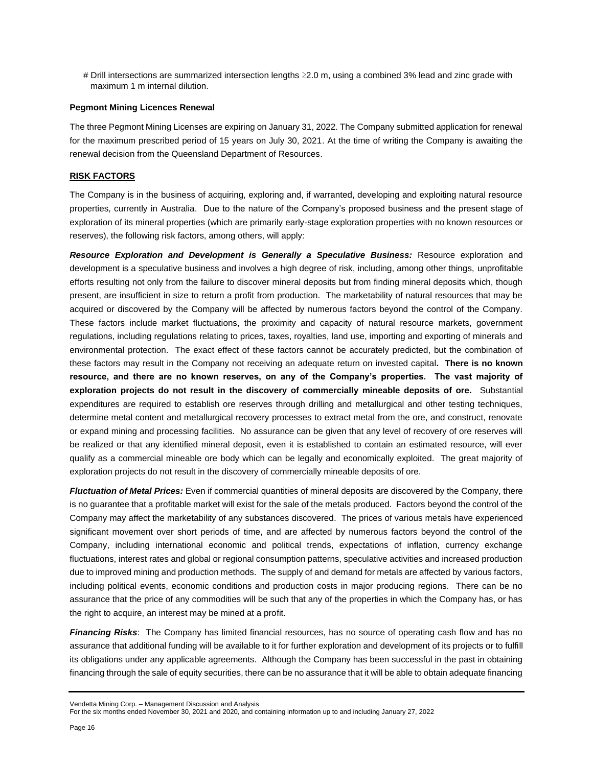# Drill intersections are summarized intersection lengths ≥2.0 m, using a combined 3% lead and zinc grade with maximum 1 m internal dilution.

**Pegmont Mining Licences Renewal**

The three Pegmont Mining Licenses are expiring on January 31, 2022. The Company submitted application for renewal for the maximum prescribed period of 15 years on July 30, 2021. At the time of writing the Company is awaiting the renewal decision from the Queensland Department of Resources.

**RISK FACTORS**

The Company is in the business of acquiring, exploring and, if warranted, developing and exploiting natural resource properties, currently in Australia. Due to the nature of the Company's proposed business and the present stage of exploration of its mineral properties (which are primarily early-stage exploration properties with no known resources or reserves), the following risk factors, among others, will apply:

***Resource Exploration and Development is Generally a Speculative Business:*** Resource exploration and development is a speculative business and involves a high degree of risk, including, among other things, unprofitable efforts resulting not only from the failure to discover mineral deposits but from finding mineral deposits which, though present, are insufficient in size to return a profit from production. The marketability of natural resources that may be acquired or discovered by the Company will be affected by numerous factors beyond the control of the Company. These factors include market fluctuations, the proximity and capacity of natural resource markets, government regulations, including regulations relating to prices, taxes, royalties, land use, importing and exporting of minerals and environmental protection. The exact effect of these factors cannot be accurately predicted, but the combination of these factors may result in the Company not receiving an adequate return on invested capital**. There is no known resource, and there are no known reserves, on any of the Company's properties. The vast majority of exploration projects do not result in the discovery of commercially mineable deposits of ore.** Substantial expenditures are required to establish ore reserves through drilling and metallurgical and other testing techniques, determine metal content and metallurgical recovery processes to extract metal from the ore, and construct, renovate or expand mining and processing facilities. No assurance can be given that any level of recovery of ore reserves will be realized or that any identified mineral deposit, even it is established to contain an estimated resource, will ever qualify as a commercial mineable ore body which can be legally and economically exploited. The great majority of exploration projects do not result in the discovery of commercially mineable deposits of ore.

***Fluctuation of Metal Prices:*** Even if commercial quantities of mineral deposits are discovered by the Company, there is no guarantee that a profitable market will exist for the sale of the metals produced. Factors beyond the control of the Company may affect the marketability of any substances discovered. The prices of various metals have experienced significant movement over short periods of time, and are affected by numerous factors beyond the control of the Company, including international economic and political trends, expectations of inflation, currency exchange fluctuations, interest rates and global or regional consumption patterns, speculative activities and increased production due to improved mining and production methods. The supply of and demand for metals are affected by various factors, including political events, economic conditions and production costs in major producing regions. There can be no assurance that the price of any commodities will be such that any of the properties in which the Company has, or has the right to acquire, an interest may be mined at a profit.

***Financing Risks***: The Company has limited financial resources, has no source of operating cash flow and has no assurance that additional funding will be available to it for further exploration and development of its projects or to fulfill its obligations under any applicable agreements. Although the Company has been successful in the past in obtaining financing through the sale of equity securities, there can be no assurance that it will be able to obtain adequate financing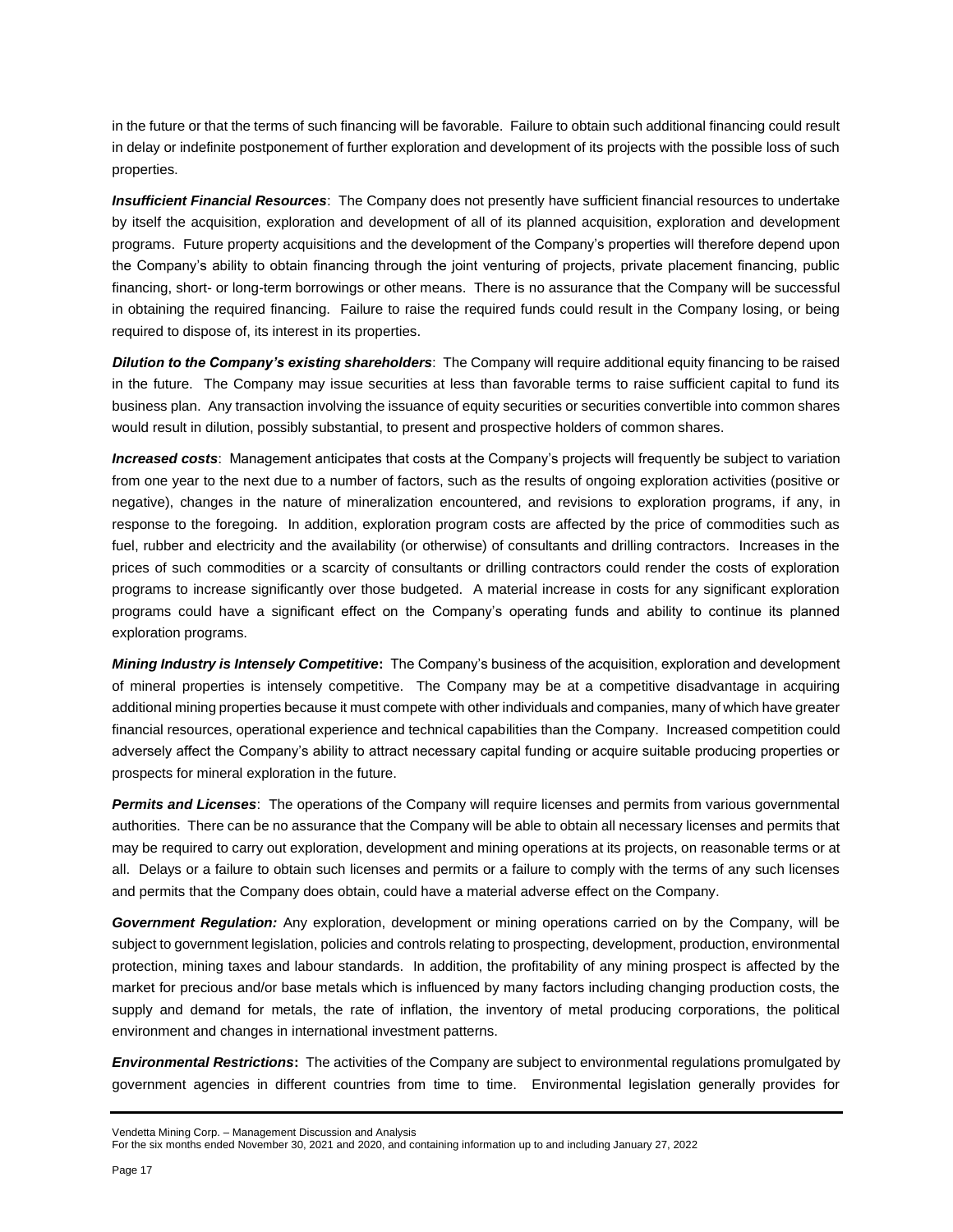in the future or that the terms of such financing will be favorable. Failure to obtain such additional financing could result in delay or indefinite postponement of further exploration and development of its projects with the possible loss of such properties.

***Insufficient Financial Resources***: The Company does not presently have sufficient financial resources to undertake by itself the acquisition, exploration and development of all of its planned acquisition, exploration and development programs. Future property acquisitions and the development of the Company's properties will therefore depend upon the Company's ability to obtain financing through the joint venturing of projects, private placement financing, public financing, short- or long-term borrowings or other means. There is no assurance that the Company will be successful in obtaining the required financing. Failure to raise the required funds could result in the Company losing, or being required to dispose of, its interest in its properties.

***Dilution to the Company's existing shareholders***: The Company will require additional equity financing to be raised in the future. The Company may issue securities at less than favorable terms to raise sufficient capital to fund its business plan. Any transaction involving the issuance of equity securities or securities convertible into common shares would result in dilution, possibly substantial, to present and prospective holders of common shares.

***Increased costs***: Management anticipates that costs at the Company's projects will frequently be subject to variation from one year to the next due to a number of factors, such as the results of ongoing exploration activities (positive or negative), changes in the nature of mineralization encountered, and revisions to exploration programs, if any, in response to the foregoing. In addition, exploration program costs are affected by the price of commodities such as fuel, rubber and electricity and the availability (or otherwise) of consultants and drilling contractors. Increases in the prices of such commodities or a scarcity of consultants or drilling contractors could render the costs of exploration programs to increase significantly over those budgeted. A material increase in costs for any significant exploration programs could have a significant effect on the Company's operating funds and ability to continue its planned exploration programs.

***Mining Industry is Intensely Competitive*****:** The Company's business of the acquisition, exploration and development of mineral properties is intensely competitive. The Company may be at a competitive disadvantage in acquiring additional mining properties because it must compete with other individuals and companies, many of which have greater financial resources, operational experience and technical capabilities than the Company. Increased competition could adversely affect the Company's ability to attract necessary capital funding or acquire suitable producing properties or prospects for mineral exploration in the future.

***Permits and Licenses***: The operations of the Company will require licenses and permits from various governmental authorities. There can be no assurance that the Company will be able to obtain all necessary licenses and permits that may be required to carry out exploration, development and mining operations at its projects, on reasonable terms or at all. Delays or a failure to obtain such licenses and permits or a failure to comply with the terms of any such licenses and permits that the Company does obtain, could have a material adverse effect on the Company.

***Government Regulation:*** Any exploration, development or mining operations carried on by the Company, will be subject to government legislation, policies and controls relating to prospecting, development, production, environmental protection, mining taxes and labour standards. In addition, the profitability of any mining prospect is affected by the market for precious and/or base metals which is influenced by many factors including changing production costs, the supply and demand for metals, the rate of inflation, the inventory of metal producing corporations, the political environment and changes in international investment patterns.

***Environmental Restrictions*****:** The activities of the Company are subject to environmental regulations promulgated by government agencies in different countries from time to time. Environmental legislation generally provides for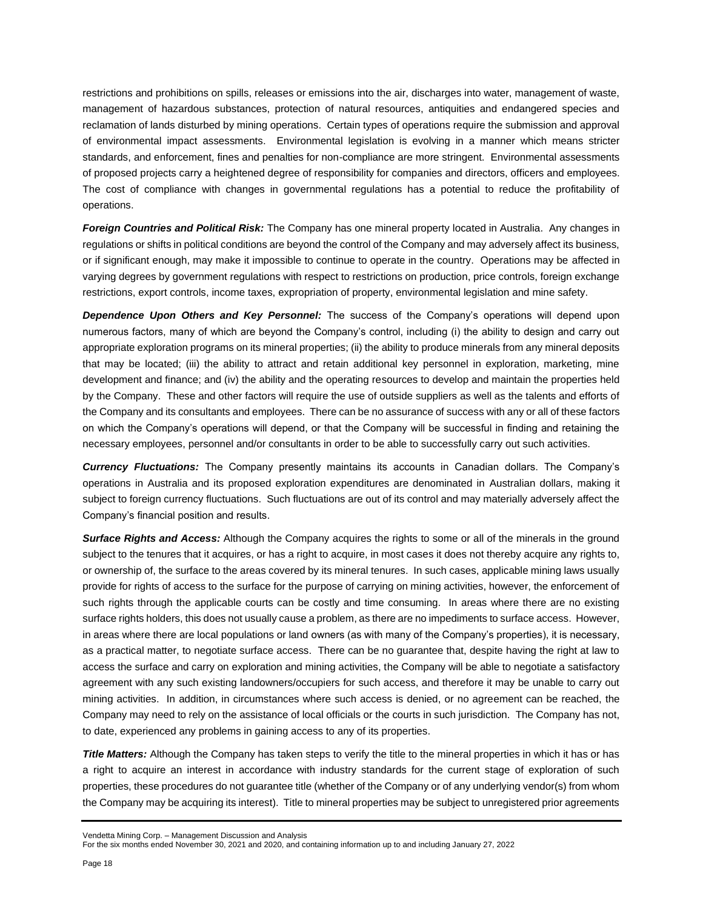restrictions and prohibitions on spills, releases or emissions into the air, discharges into water, management of waste, management of hazardous substances, protection of natural resources, antiquities and endangered species and reclamation of lands disturbed by mining operations. Certain types of operations require the submission and approval of environmental impact assessments. Environmental legislation is evolving in a manner which means stricter standards, and enforcement, fines and penalties for non-compliance are more stringent. Environmental assessments of proposed projects carry a heightened degree of responsibility for companies and directors, officers and employees. The cost of compliance with changes in governmental regulations has a potential to reduce the profitability of operations.

***Foreign Countries and Political Risk:*** The Company has one mineral property located in Australia. Any changes in regulations or shifts in political conditions are beyond the control of the Company and may adversely affect its business, or if significant enough, may make it impossible to continue to operate in the country. Operations may be affected in varying degrees by government regulations with respect to restrictions on production, price controls, foreign exchange restrictions, export controls, income taxes, expropriation of property, environmental legislation and mine safety.

***Dependence Upon Others and Key Personnel:*** The success of the Company's operations will depend upon numerous factors, many of which are beyond the Company's control, including (i) the ability to design and carry out appropriate exploration programs on its mineral properties; (ii) the ability to produce minerals from any mineral deposits that may be located; (iii) the ability to attract and retain additional key personnel in exploration, marketing, mine development and finance; and (iv) the ability and the operating resources to develop and maintain the properties held by the Company. These and other factors will require the use of outside suppliers as well as the talents and efforts of the Company and its consultants and employees. There can be no assurance of success with any or all of these factors on which the Company's operations will depend, or that the Company will be successful in finding and retaining the necessary employees, personnel and/or consultants in order to be able to successfully carry out such activities.

***Currency Fluctuations:*** The Company presently maintains its accounts in Canadian dollars. The Company's operations in Australia and its proposed exploration expenditures are denominated in Australian dollars, making it subject to foreign currency fluctuations. Such fluctuations are out of its control and may materially adversely affect the Company's financial position and results.

***Surface Rights and Access:*** Although the Company acquires the rights to some or all of the minerals in the ground subject to the tenures that it acquires, or has a right to acquire, in most cases it does not thereby acquire any rights to, or ownership of, the surface to the areas covered by its mineral tenures. In such cases, applicable mining laws usually provide for rights of access to the surface for the purpose of carrying on mining activities, however, the enforcement of such rights through the applicable courts can be costly and time consuming. In areas where there are no existing surface rights holders, this does not usually cause a problem, as there are no impediments to surface access. However, in areas where there are local populations or land owners (as with many of the Company's properties), it is necessary, as a practical matter, to negotiate surface access. There can be no guarantee that, despite having the right at law to access the surface and carry on exploration and mining activities, the Company will be able to negotiate a satisfactory agreement with any such existing landowners/occupiers for such access, and therefore it may be unable to carry out mining activities. In addition, in circumstances where such access is denied, or no agreement can be reached, the Company may need to rely on the assistance of local officials or the courts in such jurisdiction. The Company has not, to date, experienced any problems in gaining access to any of its properties.

***Title Matters:*** Although the Company has taken steps to verify the title to the mineral properties in which it has or has a right to acquire an interest in accordance with industry standards for the current stage of exploration of such properties, these procedures do not guarantee title (whether of the Company or of any underlying vendor(s) from whom the Company may be acquiring its interest). Title to mineral properties may be subject to unregistered prior agreements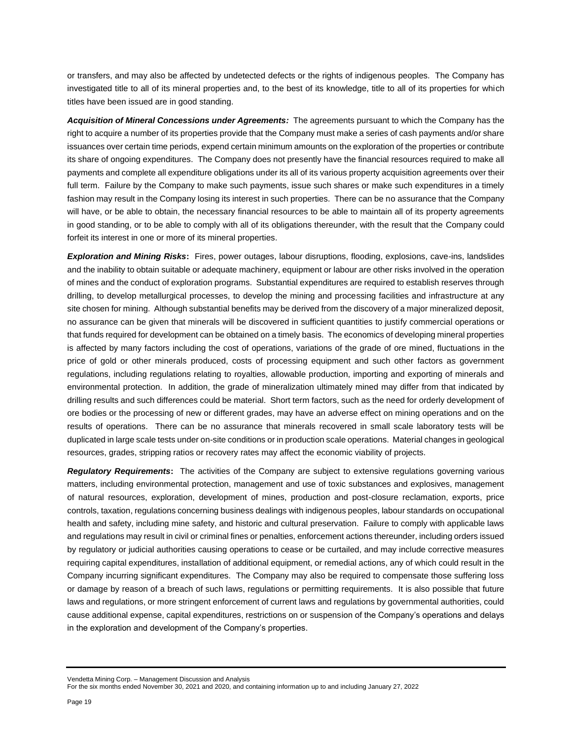or transfers, and may also be affected by undetected defects or the rights of indigenous peoples. The Company has investigated title to all of its mineral properties and, to the best of its knowledge, title to all of its properties for which titles have been issued are in good standing.

***Acquisition of Mineral Concessions under Agreements:*** The agreements pursuant to which the Company has the right to acquire a number of its properties provide that the Company must make a series of cash payments and/or share issuances over certain time periods, expend certain minimum amounts on the exploration of the properties or contribute its share of ongoing expenditures. The Company does not presently have the financial resources required to make all payments and complete all expenditure obligations under its all of its various property acquisition agreements over their full term. Failure by the Company to make such payments, issue such shares or make such expenditures in a timely fashion may result in the Company losing its interest in such properties. There can be no assurance that the Company will have, or be able to obtain, the necessary financial resources to be able to maintain all of its property agreements in good standing, or to be able to comply with all of its obligations thereunder, with the result that the Company could forfeit its interest in one or more of its mineral properties.

***Exploration and Mining Risks*****:** Fires, power outages, labour disruptions, flooding, explosions, cave-ins, landslides and the inability to obtain suitable or adequate machinery, equipment or labour are other risks involved in the operation of mines and the conduct of exploration programs. Substantial expenditures are required to establish reserves through drilling, to develop metallurgical processes, to develop the mining and processing facilities and infrastructure at any site chosen for mining. Although substantial benefits may be derived from the discovery of a major mineralized deposit, no assurance can be given that minerals will be discovered in sufficient quantities to justify commercial operations or that funds required for development can be obtained on a timely basis. The economics of developing mineral properties is affected by many factors including the cost of operations, variations of the grade of ore mined, fluctuations in the price of gold or other minerals produced, costs of processing equipment and such other factors as government regulations, including regulations relating to royalties, allowable production, importing and exporting of minerals and environmental protection. In addition, the grade of mineralization ultimately mined may differ from that indicated by drilling results and such differences could be material. Short term factors, such as the need for orderly development of ore bodies or the processing of new or different grades, may have an adverse effect on mining operations and on the results of operations. There can be no assurance that minerals recovered in small scale laboratory tests will be duplicated in large scale tests under on-site conditions or in production scale operations. Material changes in geological resources, grades, stripping ratios or recovery rates may affect the economic viability of projects.

***Regulatory Requirements*****:** The activities of the Company are subject to extensive regulations governing various matters, including environmental protection, management and use of toxic substances and explosives, management of natural resources, exploration, development of mines, production and post-closure reclamation, exports, price controls, taxation, regulations concerning business dealings with indigenous peoples, labour standards on occupational health and safety, including mine safety, and historic and cultural preservation. Failure to comply with applicable laws and regulations may result in civil or criminal fines or penalties, enforcement actions thereunder, including orders issued by regulatory or judicial authorities causing operations to cease or be curtailed, and may include corrective measures requiring capital expenditures, installation of additional equipment, or remedial actions, any of which could result in the Company incurring significant expenditures. The Company may also be required to compensate those suffering loss or damage by reason of a breach of such laws, regulations or permitting requirements. It is also possible that future laws and regulations, or more stringent enforcement of current laws and regulations by governmental authorities, could cause additional expense, capital expenditures, restrictions on or suspension of the Company's operations and delays in the exploration and development of the Company's properties.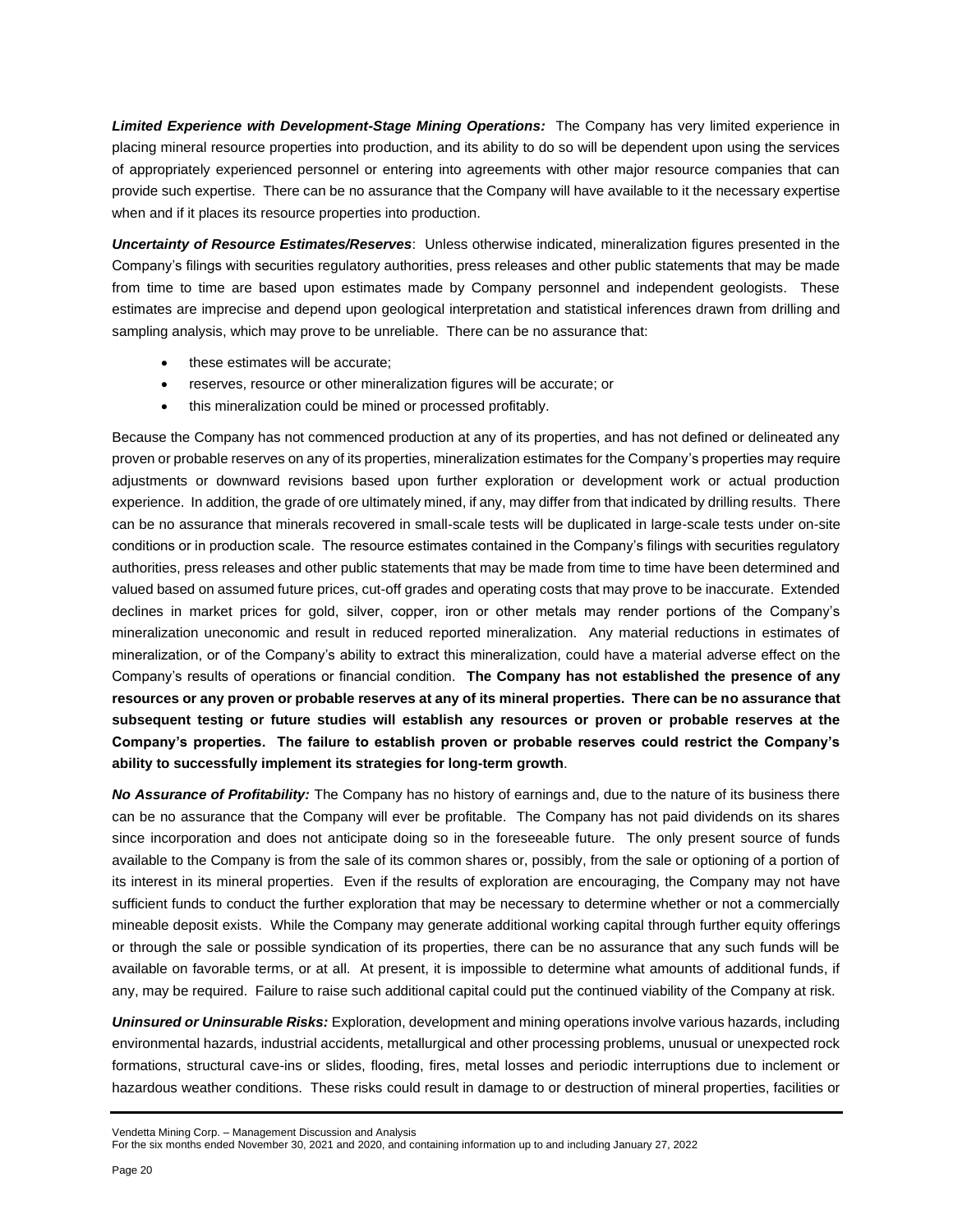***Limited Experience with Development-Stage Mining Operations:*** The Company has very limited experience in placing mineral resource properties into production, and its ability to do so will be dependent upon using the services of appropriately experienced personnel or entering into agreements with other major resource companies that can provide such expertise. There can be no assurance that the Company will have available to it the necessary expertise when and if it places its resource properties into production.

***Uncertainty of Resource Estimates/Reserves***: Unless otherwise indicated, mineralization figures presented in the Company's filings with securities regulatory authorities, press releases and other public statements that may be made from time to time are based upon estimates made by Company personnel and independent geologists. These estimates are imprecise and depend upon geological interpretation and statistical inferences drawn from drilling and sampling analysis, which may prove to be unreliable. There can be no assurance that:

- these estimates will be accurate;
- reserves, resource or other mineralization figures will be accurate; or
- this mineralization could be mined or processed profitably.

Because the Company has not commenced production at any of its properties, and has not defined or delineated any proven or probable reserves on any of its properties, mineralization estimates for the Company's properties may require adjustments or downward revisions based upon further exploration or development work or actual production experience. In addition, the grade of ore ultimately mined, if any, may differ from that indicated by drilling results. There can be no assurance that minerals recovered in small-scale tests will be duplicated in large-scale tests under on-site conditions or in production scale. The resource estimates contained in the Company's filings with securities regulatory authorities, press releases and other public statements that may be made from time to time have been determined and valued based on assumed future prices, cut-off grades and operating costs that may prove to be inaccurate. Extended declines in market prices for gold, silver, copper, iron or other metals may render portions of the Company's mineralization uneconomic and result in reduced reported mineralization. Any material reductions in estimates of mineralization, or of the Company's ability to extract this mineralization, could have a material adverse effect on the Company's results of operations or financial condition. **The Company has not established the presence of any resources or any proven or probable reserves at any of its mineral properties. There can be no assurance that subsequent testing or future studies will establish any resources or proven or probable reserves at the Company's properties. The failure to establish proven or probable reserves could restrict the Company's ability to successfully implement its strategies for long-term growth**.

***No Assurance of Profitability:*** The Company has no history of earnings and, due to the nature of its business there can be no assurance that the Company will ever be profitable. The Company has not paid dividends on its shares since incorporation and does not anticipate doing so in the foreseeable future. The only present source of funds available to the Company is from the sale of its common shares or, possibly, from the sale or optioning of a portion of its interest in its mineral properties. Even if the results of exploration are encouraging, the Company may not have sufficient funds to conduct the further exploration that may be necessary to determine whether or not a commercially mineable deposit exists. While the Company may generate additional working capital through further equity offerings or through the sale or possible syndication of its properties, there can be no assurance that any such funds will be available on favorable terms, or at all. At present, it is impossible to determine what amounts of additional funds, if any, may be required. Failure to raise such additional capital could put the continued viability of the Company at risk.

***Uninsured or Uninsurable Risks:*** Exploration, development and mining operations involve various hazards, including environmental hazards, industrial accidents, metallurgical and other processing problems, unusual or unexpected rock formations, structural cave-ins or slides, flooding, fires, metal losses and periodic interruptions due to inclement or hazardous weather conditions. These risks could result in damage to or destruction of mineral properties, facilities or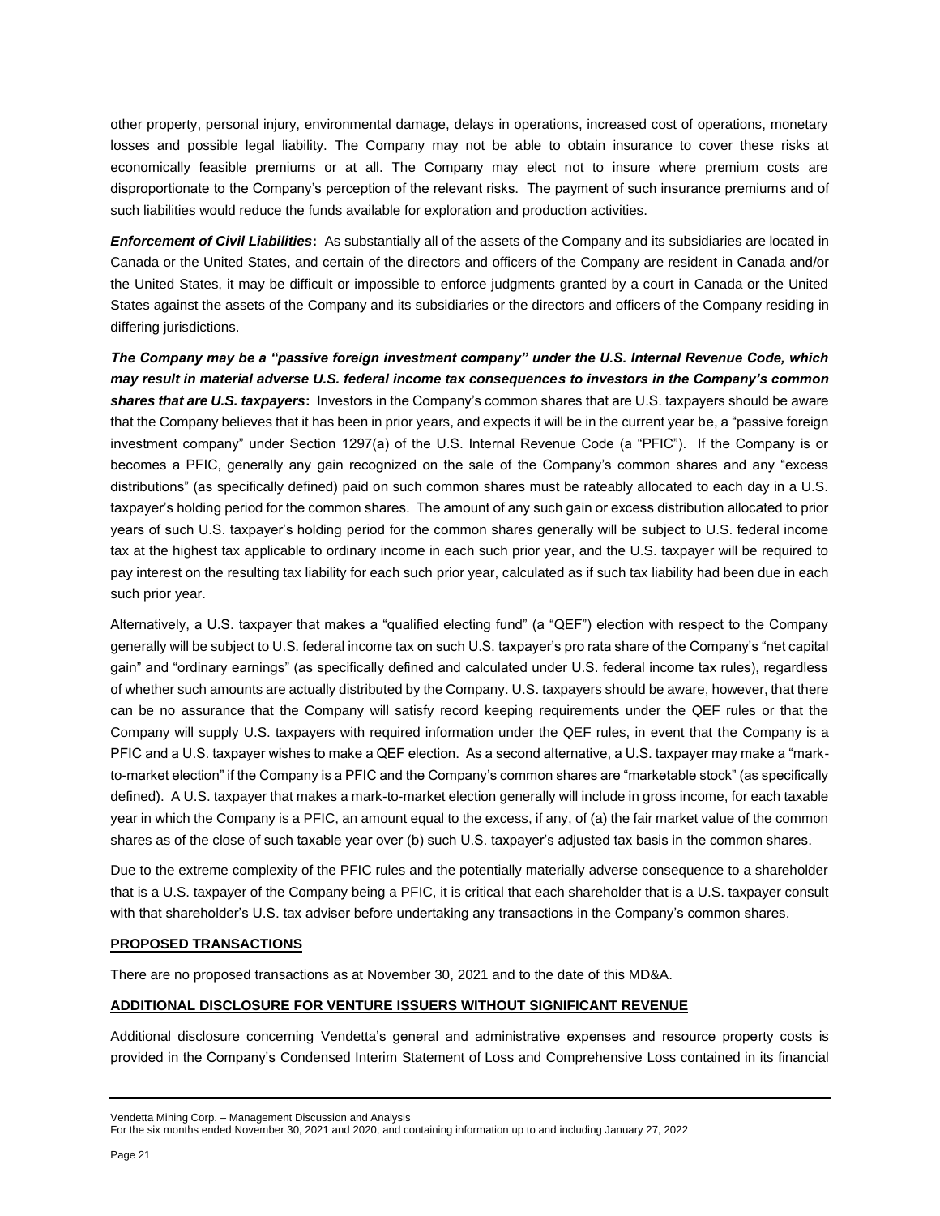other property, personal injury, environmental damage, delays in operations, increased cost of operations, monetary losses and possible legal liability. The Company may not be able to obtain insurance to cover these risks at economically feasible premiums or at all. The Company may elect not to insure where premium costs are disproportionate to the Company's perception of the relevant risks. The payment of such insurance premiums and of such liabilities would reduce the funds available for exploration and production activities.

***Enforcement of Civil Liabilities*:** As substantially all of the assets of the Company and its subsidiaries are located in Canada or the United States, and certain of the directors and officers of the Company are resident in Canada and/or the United States, it may be difficult or impossible to enforce judgments granted by a court in Canada or the United States against the assets of the Company and its subsidiaries or the directors and officers of the Company residing in differing jurisdictions.

***The Company may be a "passive foreign investment company" under the U.S. Internal Revenue Code, which may result in material adverse U.S. federal income tax consequences to investors in the Company's common shares that are U.S. taxpayers*:** Investors in the Company's common shares that are U.S. taxpayers should be aware that the Company believes that it has been in prior years, and expects it will be in the current year be, a "passive foreign investment company" under Section 1297(a) of the U.S. Internal Revenue Code (a "PFIC"). If the Company is or becomes a PFIC, generally any gain recognized on the sale of the Company's common shares and any "excess distributions" (as specifically defined) paid on such common shares must be rateably allocated to each day in a U.S. taxpayer's holding period for the common shares. The amount of any such gain or excess distribution allocated to prior years of such U.S. taxpayer's holding period for the common shares generally will be subject to U.S. federal income tax at the highest tax applicable to ordinary income in each such prior year, and the U.S. taxpayer will be required to pay interest on the resulting tax liability for each such prior year, calculated as if such tax liability had been due in each such prior year.

Alternatively, a U.S. taxpayer that makes a "qualified electing fund" (a "QEF") election with respect to the Company generally will be subject to U.S. federal income tax on such U.S. taxpayer's pro rata share of the Company's "net capital gain" and "ordinary earnings" (as specifically defined and calculated under U.S. federal income tax rules), regardless of whether such amounts are actually distributed by the Company. U.S. taxpayers should be aware, however, that there can be no assurance that the Company will satisfy record keeping requirements under the QEF rules or that the Company will supply U.S. taxpayers with required information under the QEF rules, in event that the Company is a PFIC and a U.S. taxpayer wishes to make a QEF election. As a second alternative, a U.S. taxpayer may make a "mark-to-market election" if the Company is a PFIC and the Company's common shares are "marketable stock" (as specifically defined). A U.S. taxpayer that makes a mark-to-market election generally will include in gross income, for each taxable year in which the Company is a PFIC, an amount equal to the excess, if any, of (a) the fair market value of the common shares as of the close of such taxable year over (b) such U.S. taxpayer's adjusted tax basis in the common shares.

Due to the extreme complexity of the PFIC rules and the potentially materially adverse consequence to a shareholder that is a U.S. taxpayer of the Company being a PFIC, it is critical that each shareholder that is a U.S. taxpayer consult with that shareholder's U.S. tax adviser before undertaking any transactions in the Company's common shares.

## PROPOSED TRANSACTIONS

There are no proposed transactions as at November 30, 2021 and to the date of this MD&A.

## ADDITIONAL DISCLOSURE FOR VENTURE ISSUERS WITHOUT SIGNIFICANT REVENUE

Additional disclosure concerning Vendetta's general and administrative expenses and resource property costs is provided in the Company's Condensed Interim Statement of Loss and Comprehensive Loss contained in its financial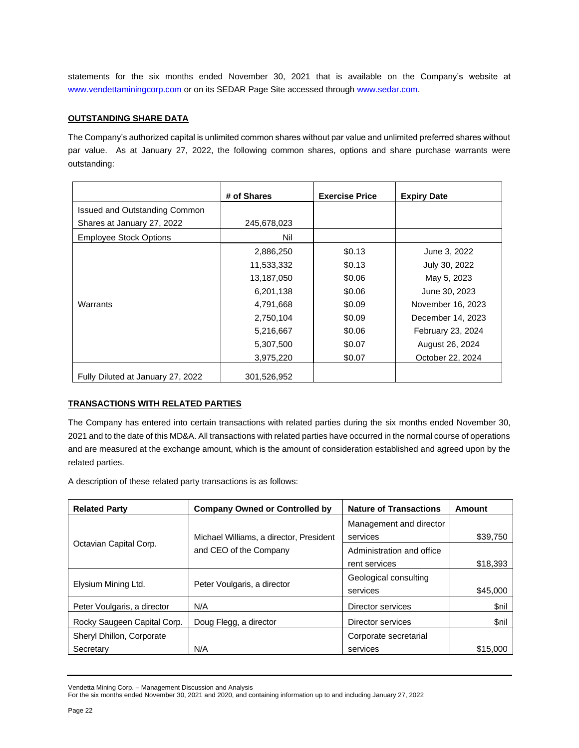statements for the six months ended November 30, 2021 that is available on the Company's website at [www.vendettaminingcorp.com](www.vendettaminingcorp.com) or on its SEDAR Page Site accessed through [www.sedar.com](www.sedar.com).

**OUTSTANDING SHARE DATA**

The Company's authorized capital is unlimited common shares without par value and unlimited preferred shares without par value. As at January 27, 2022, the following common shares, options and share purchase warrants were outstanding:

| | # of Shares | Exercise Price | Expiry Date |
|---|---|---|---|
| Issued and Outstanding Common Shares at January 27, 2022 | 245,678,023 | | |
| Employee Stock Options | Nil | | |
| Warrants | 2,886,250 | $0.13 | June 3, 2022 |
| | 11,533,332 | $0.13 | July 30, 2022 |
| | 13,187,050 | $0.06 | May 5, 2023 |
| | 6,201,138 | $0.06 | June 30, 2023 |
| | 4,791,668 | $0.09 | November 16, 2023 |
| | 2,750,104 | $0.09 | December 14, 2023 |
| | 5,216,667 | $0.06 | February 23, 2024 |
| | 5,307,500 | $0.07 | August 26, 2024 |
| | 3,975,220 | $0.07 | October 22, 2024 |
| Fully Diluted at January 27, 2022 | 301,526,952 | | |

**TRANSACTIONS WITH RELATED PARTIES**

The Company has entered into certain transactions with related parties during the six months ended November 30, 2021 and to the date of this MD&A. All transactions with related parties have occurred in the normal course of operations and are measured at the exchange amount, which is the amount of consideration established and agreed upon by the related parties.

A description of these related party transactions is as follows:

| Related Party | Company Owned or Controlled by | Nature of Transactions | Amount |
|---|---|---|---|
| Octavian Capital Corp. | Michael Williams, a director, President and CEO of the Company | Management and director services | $39,750 |
| | | Administration and office rent services | $18,393 |
| Elysium Mining Ltd. | Peter Voulgaris, a director | Geological consulting services | $45,000 |
| Peter Voulgaris, a director | N/A | Director services | $nil |
| Rocky Saugeen Capital Corp. | Doug Flegg, a director | Director services | $nil |
| Sheryl Dhillon, Corporate Secretary | N/A | Corporate secretarial services | $15,000 |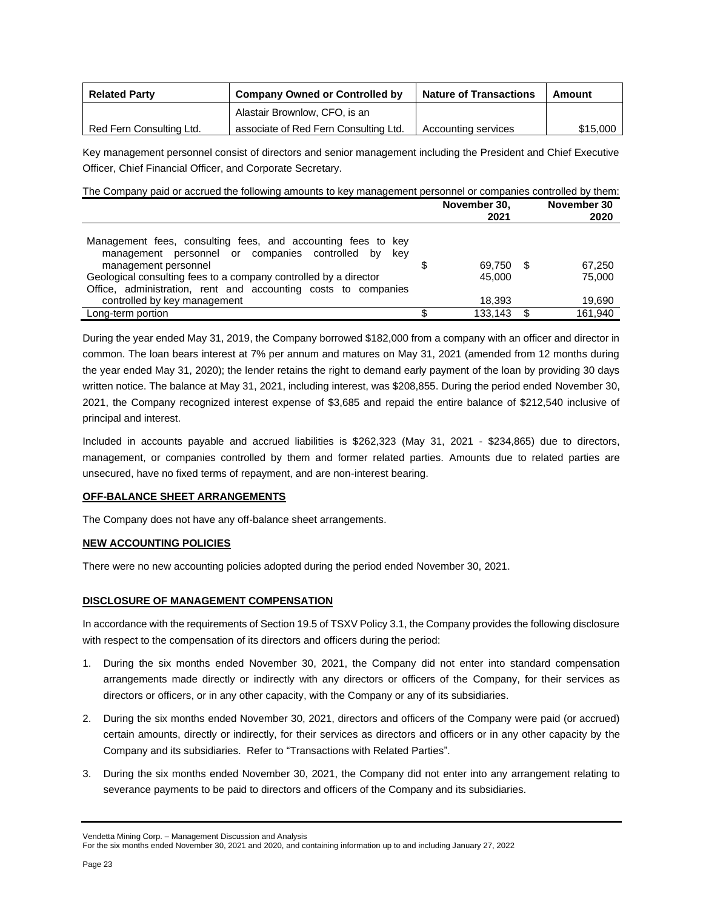| Related Party | Company Owned or Controlled by | Nature of Transactions | Amount |
|---|---|---|---|
| Red Fern Consulting Ltd. | Alastair Brownlow, CFO, is an associate of Red Fern Consulting Ltd. | Accounting services | $15,000 |

Key management personnel consist of directors and senior management including the President and Chief Executive Officer, Chief Financial Officer, and Corporate Secretary.

The Company paid or accrued the following amounts to key management personnel or companies controlled by them:

| | November 30, 2021 | November 30 2020 |
|---|---|---|
| Management fees, consulting fees, and accounting fees to key management personnel or companies controlled by key management personnel | $ 69,750 | $ 67,250 |
| Geological consulting fees to a company controlled by a director | 45,000 | 75,000 |
| Office, administration, rent and accounting costs to companies controlled by key management | 18,393 | 19,690 |
| Long-term portion | $ 133,143 | $ 161,940 |

During the year ended May 31, 2019, the Company borrowed $182,000 from a company with an officer and director in common. The loan bears interest at 7% per annum and matures on May 31, 2021 (amended from 12 months during the year ended May 31, 2020); the lender retains the right to demand early payment of the loan by providing 30 days written notice. The balance at May 31, 2021, including interest, was $208,855. During the period ended November 30, 2021, the Company recognized interest expense of $3,685 and repaid the entire balance of $212,540 inclusive of principal and interest.

Included in accounts payable and accrued liabilities is $262,323 (May 31, 2021 - $234,865) due to directors, management, or companies controlled by them and former related parties. Amounts due to related parties are unsecured, have no fixed terms of repayment, and are non-interest bearing.

**OFF-BALANCE SHEET ARRANGEMENTS**

The Company does not have any off-balance sheet arrangements.

**NEW ACCOUNTING POLICIES**

There were no new accounting policies adopted during the period ended November 30, 2021.

**DISCLOSURE OF MANAGEMENT COMPENSATION**

In accordance with the requirements of Section 19.5 of TSXV Policy 3.1, the Company provides the following disclosure with respect to the compensation of its directors and officers during the period:

1. During the six months ended November 30, 2021, the Company did not enter into standard compensation arrangements made directly or indirectly with any directors or officers of the Company, for their services as directors or officers, or in any other capacity, with the Company or any of its subsidiaries.
2. During the six months ended November 30, 2021, directors and officers of the Company were paid (or accrued) certain amounts, directly or indirectly, for their services as directors and officers or in any other capacity by the Company and its subsidiaries. Refer to "Transactions with Related Parties".
3. During the six months ended November 30, 2021, the Company did not enter into any arrangement relating to severance payments to be paid to directors and officers of the Company and its subsidiaries.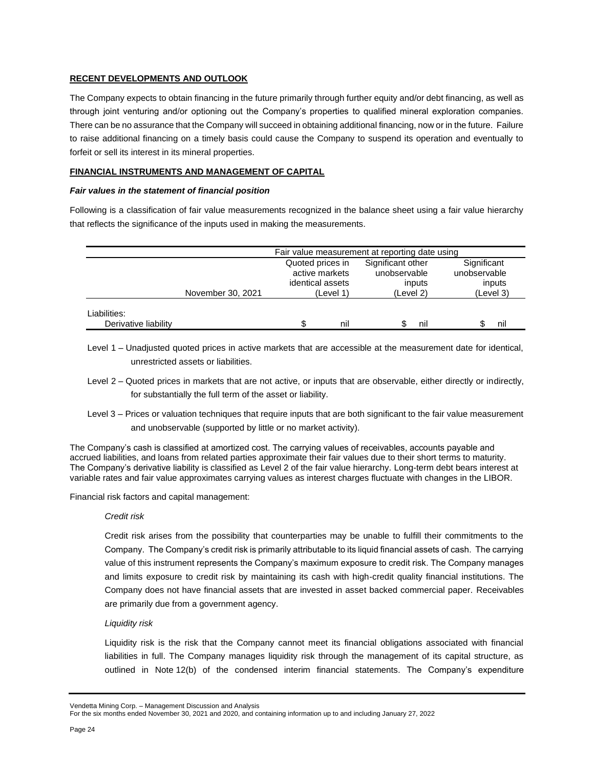**RECENT DEVELOPMENTS AND OUTLOOK**

The Company expects to obtain financing in the future primarily through further equity and/or debt financing, as well as through joint venturing and/or optioning out the Company's properties to qualified mineral exploration companies. There can be no assurance that the Company will succeed in obtaining additional financing, now or in the future. Failure to raise additional financing on a timely basis could cause the Company to suspend its operation and eventually to forfeit or sell its interest in its mineral properties.

**FINANCIAL INSTRUMENTS AND MANAGEMENT OF CAPITAL**

***Fair values in the statement of financial position***

Following is a classification of fair value measurements recognized in the balance sheet using a fair value hierarchy that reflects the significance of the inputs used in making the measurements.

| | Fair value measurement at reporting date using | | |
|---|---|---|---|
| November 30, 2021 | Quoted prices in active markets identical assets (Level 1) | Significant other unobservable inputs (Level 2) | Significant unobservable inputs (Level 3) |
| Liabilities: | | | |
| Derivative liability | $ nil | $ nil | $ nil |

Level 1 – Unadjusted quoted prices in active markets that are accessible at the measurement date for identical, unrestricted assets or liabilities.

Level 2 – Quoted prices in markets that are not active, or inputs that are observable, either directly or indirectly, for substantially the full term of the asset or liability.

Level 3 – Prices or valuation techniques that require inputs that are both significant to the fair value measurement and unobservable (supported by little or no market activity).

The Company's cash is classified at amortized cost. The carrying values of receivables, accounts payable and accrued liabilities, and loans from related parties approximate their fair values due to their short terms to maturity. The Company's derivative liability is classified as Level 2 of the fair value hierarchy. Long-term debt bears interest at variable rates and fair value approximates carrying values as interest charges fluctuate with changes in the LIBOR.

Financial risk factors and capital management:

*Credit risk*

Credit risk arises from the possibility that counterparties may be unable to fulfill their commitments to the Company. The Company's credit risk is primarily attributable to its liquid financial assets of cash. The carrying value of this instrument represents the Company's maximum exposure to credit risk. The Company manages and limits exposure to credit risk by maintaining its cash with high-credit quality financial institutions. The Company does not have financial assets that are invested in asset backed commercial paper. Receivables are primarily due from a government agency.

*Liquidity risk*

Liquidity risk is the risk that the Company cannot meet its financial obligations associated with financial liabilities in full. The Company manages liquidity risk through the management of its capital structure, as outlined in Note 12(b) of the condensed interim financial statements. The Company's expenditure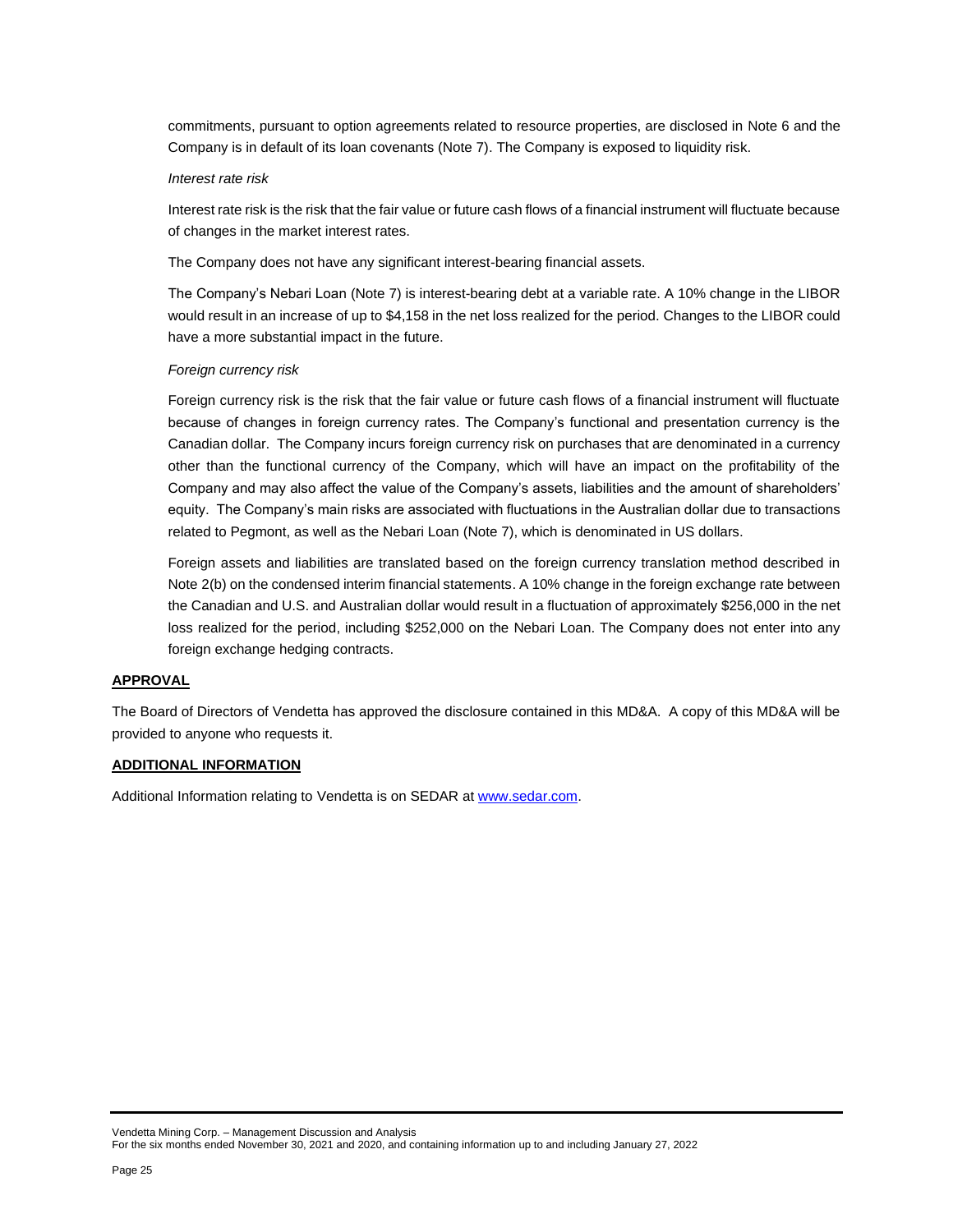commitments, pursuant to option agreements related to resource properties, are disclosed in Note 6 and the Company is in default of its loan covenants (Note 7). The Company is exposed to liquidity risk.

*Interest rate risk*

Interest rate risk is the risk that the fair value or future cash flows of a financial instrument will fluctuate because of changes in the market interest rates.

The Company does not have any significant interest-bearing financial assets.

The Company's Nebari Loan (Note 7) is interest-bearing debt at a variable rate. A 10% change in the LIBOR would result in an increase of up to $4,158 in the net loss realized for the period. Changes to the LIBOR could have a more substantial impact in the future.

*Foreign currency risk*

Foreign currency risk is the risk that the fair value or future cash flows of a financial instrument will fluctuate because of changes in foreign currency rates. The Company's functional and presentation currency is the Canadian dollar. The Company incurs foreign currency risk on purchases that are denominated in a currency other than the functional currency of the Company, which will have an impact on the profitability of the Company and may also affect the value of the Company's assets, liabilities and the amount of shareholders' equity. The Company's main risks are associated with fluctuations in the Australian dollar due to transactions related to Pegmont, as well as the Nebari Loan (Note 7), which is denominated in US dollars.

Foreign assets and liabilities are translated based on the foreign currency translation method described in Note 2(b) on the condensed interim financial statements. A 10% change in the foreign exchange rate between the Canadian and U.S. and Australian dollar would result in a fluctuation of approximately $256,000 in the net loss realized for the period, including $252,000 on the Nebari Loan. The Company does not enter into any foreign exchange hedging contracts.

## APPROVAL

The Board of Directors of Vendetta has approved the disclosure contained in this MD&A. A copy of this MD&A will be provided to anyone who requests it.

## ADDITIONAL INFORMATION

Additional Information relating to Vendetta is on SEDAR at [www.sedar.com](http://www.sedar.com).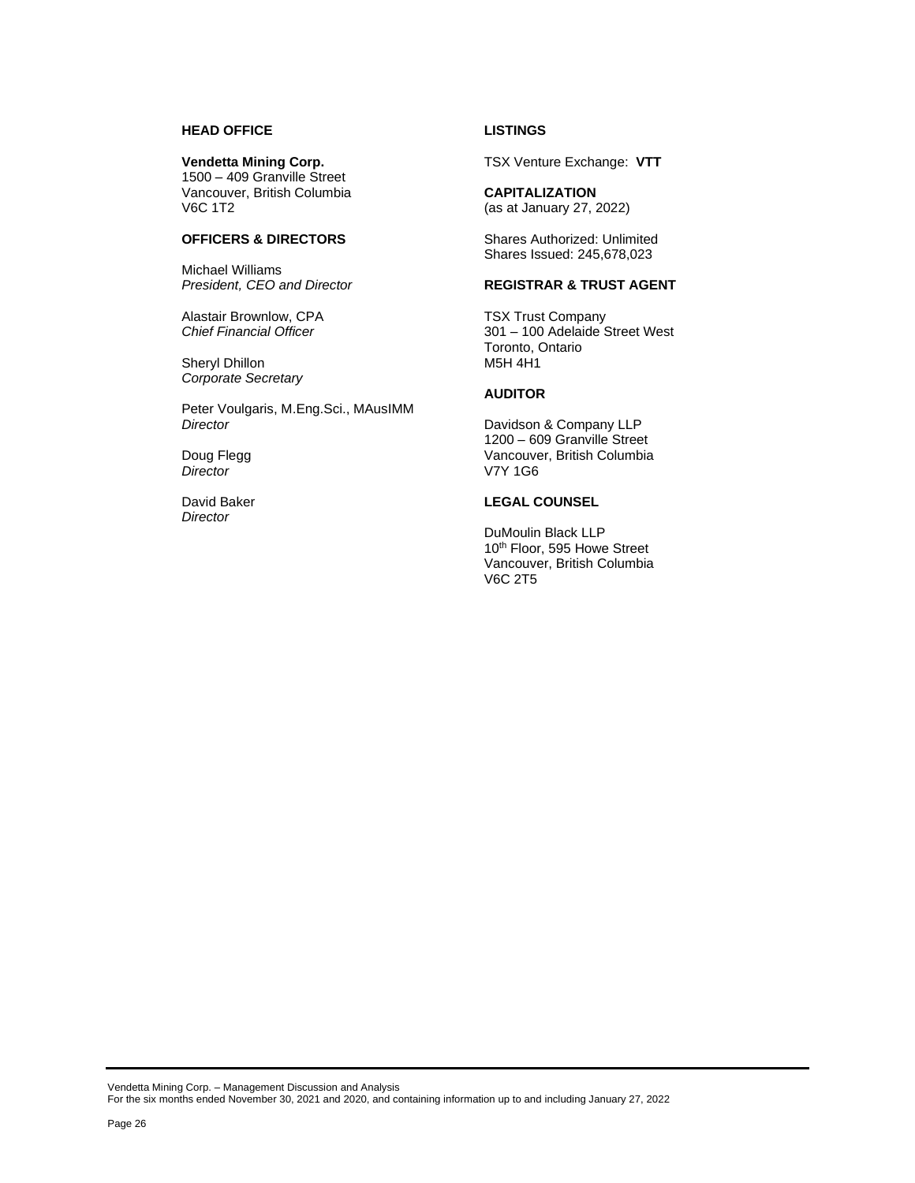## HEAD OFFICE

**Vendetta Mining Corp.**
1500 – 409 Granville Street
Vancouver, British Columbia
V6C 1T2

## OFFICERS & DIRECTORS

Michael Williams
*President, CEO and Director*

Alastair Brownlow, CPA
*Chief Financial Officer*

Sheryl Dhillon
*Corporate Secretary*

Peter Voulgaris, M.Eng.Sci., MAusIMM
*Director*

Doug Flegg
*Director*

David Baker
*Director*

## LISTINGS

TSX Venture Exchange: **VTT**

**CAPITALIZATION**
(as at January 27, 2022)

Shares Authorized: Unlimited
Shares Issued: 245,678,023

## REGISTRAR & TRUST AGENT

TSX Trust Company
301 – 100 Adelaide Street West
Toronto, Ontario
M5H 4H1

## AUDITOR

Davidson & Company LLP
1200 – 609 Granville Street
Vancouver, British Columbia
V7Y 1G6

## LEGAL COUNSEL

DuMoulin Black LLP
10th Floor, 595 Howe Street
Vancouver, British Columbia
V6C 2T5